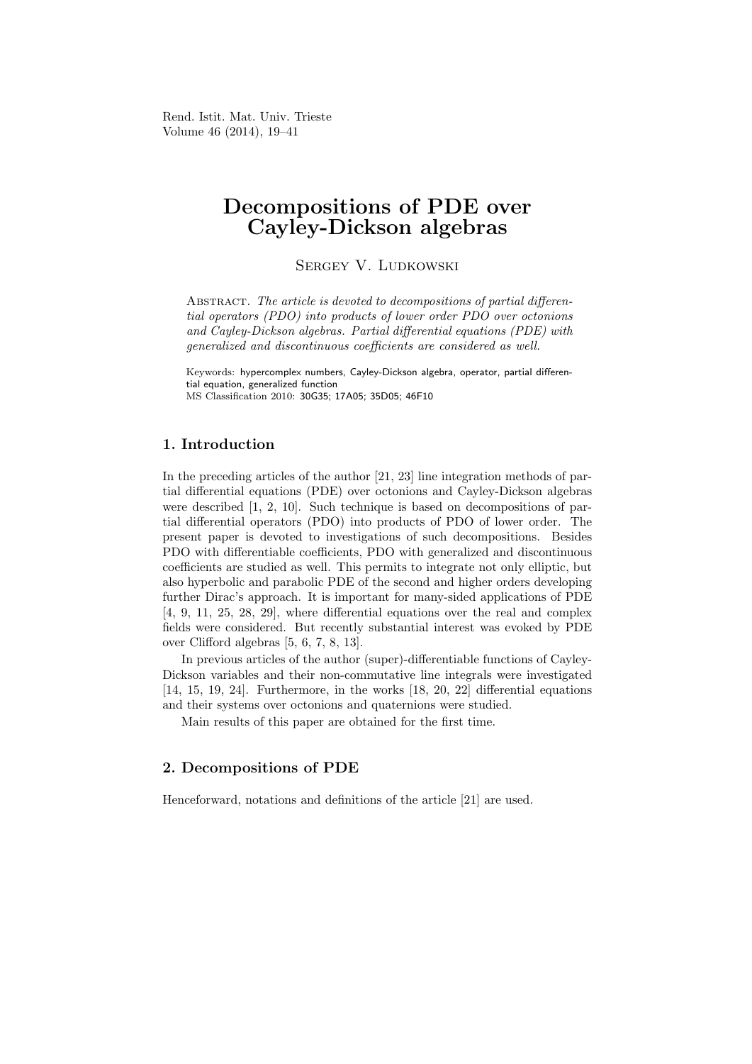# Decompositions of PDE over Cayley-Dickson algebras

Sergey V. Ludkowski

Abstract. *The article is devoted to decompositions of partial differential operators (PDO) into products of lower order PDO over octonions and Cayley-Dickson algebras. Partial differential equations (PDE) with generalized and discontinuous coefficients are considered as well.*

Keywords: hypercomplex numbers, Cayley-Dickson algebra, operator, partial differential equation, generalized function
MS Classification 2010: 30G35; 17A05; 35D05; 46F10

## 1. Introduction

In the preceding articles of the author [21, 23] line integration methods of partial differential equations (PDE) over octonions and Cayley-Dickson algebras were described [1, 2, 10]. Such technique is based on decompositions of partial differential operators (PDO) into products of PDO of lower order. The present paper is devoted to investigations of such decompositions. Besides PDO with differentiable coefficients, PDO with generalized and discontinuous coefficients are studied as well. This permits to integrate not only elliptic, but also hyperbolic and parabolic PDE of the second and higher orders developing further Dirac's approach. It is important for many-sided applications of PDE [4, 9, 11, 25, 28, 29], where differential equations over the real and complex fields were considered. But recently substantial interest was evoked by PDE over Clifford algebras [5, 6, 7, 8, 13].

In previous articles of the author (super)-differentiable functions of Cayley-Dickson variables and their non-commutative line integrals were investigated [14, 15, 19, 24]. Furthermore, in the works [18, 20, 22] differential equations and their systems over octonions and quaternions were studied.

Main results of this paper are obtained for the first time.

## 2. Decompositions of PDE

Henceforward, notations and definitions of the article [21] are used.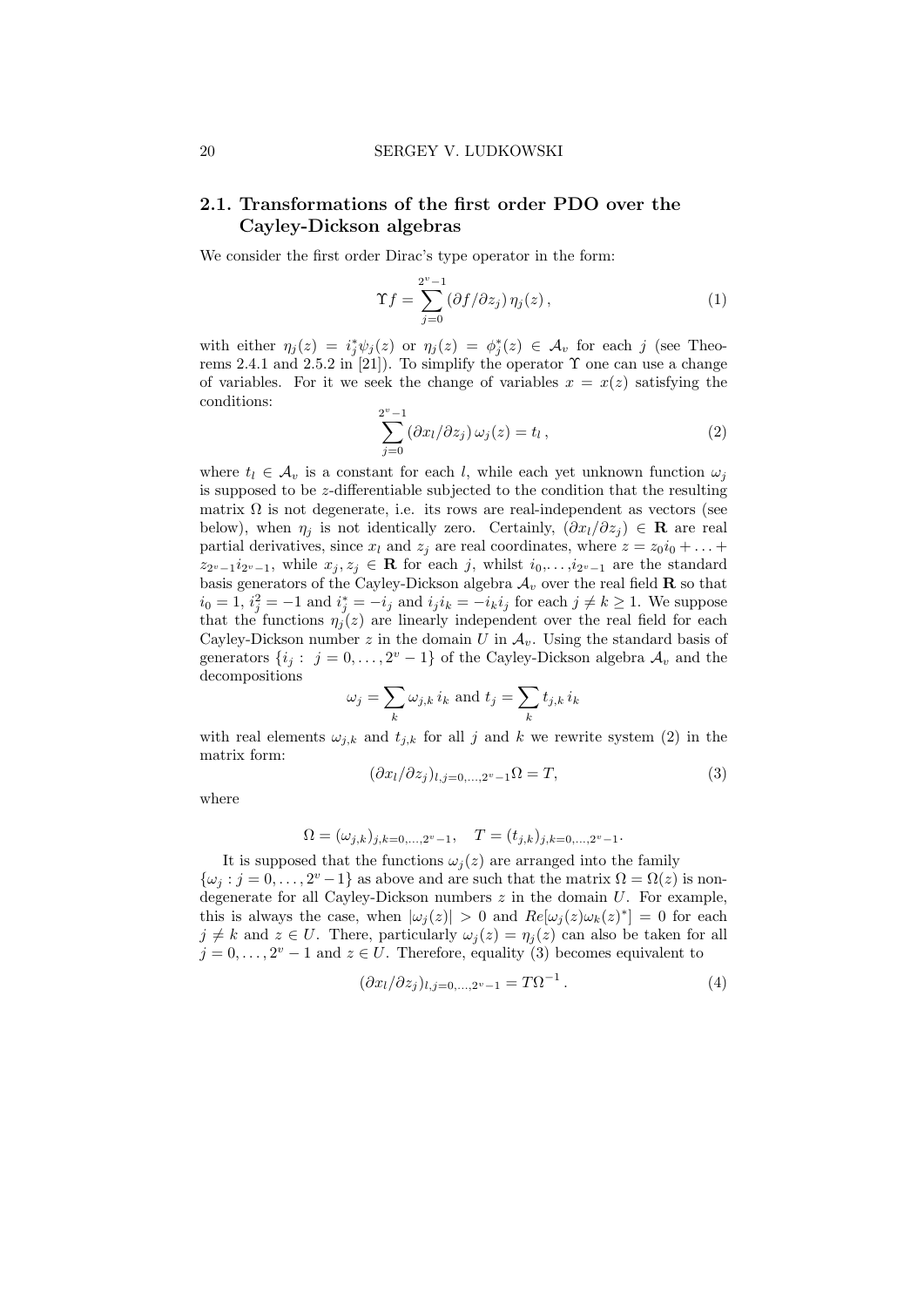### 2.1. Transformations of the first order PDO over the Cayley-Dickson algebras

We consider the first order Dirac's type operator in the form:

$$\Upsilon f = \sum_{j=0}^{2^v-1} (\partial f/\partial z_j)\, \eta_j(z)\,, \tag{1}$$

with either $\eta_j(z) = i_j^* \psi_j(z)$ or $\eta_j(z) = \phi_j^*(z) \in \mathcal{A}_v$ for each $j$ (see Theorems 2.4.1 and 2.5.2 in [21]). To simplify the operator $\Upsilon$ one can use a change of variables. For it we seek the change of variables $x = x(z)$ satisfying the conditions:

$$\sum_{j=0}^{2^v-1} (\partial x_l/\partial z_j)\, \omega_j(z) = t_l\,, \tag{2}$$

where $t_l \in \mathcal{A}_v$ is a constant for each $l$, while each yet unknown function $\omega_j$ is supposed to be $z$-differentiable subjected to the condition that the resulting matrix $\Omega$ is not degenerate, i.e. its rows are real-independent as vectors (see below), when $\eta_j$ is not identically zero. Certainly, $(\partial x_l/\partial z_j) \in \mathbf{R}$ are real partial derivatives, since $x_l$ and $z_j$ are real coordinates, where $z = z_0 i_0 + \ldots + z_{2^v-1} i_{2^v-1}$, while $x_j, z_j \in \mathbf{R}$ for each $j$, whilst $i_0, \ldots, i_{2^v-1}$ are the standard basis generators of the Cayley-Dickson algebra $\mathcal{A}_v$ over the real field $\mathbf{R}$ so that $i_0 = 1$, $i_j^2 = -1$ and $i_j^* = -i_j$ and $i_j i_k = -i_k i_j$ for each $j \neq k \geq 1$. We suppose that the functions $\eta_j(z)$ are linearly independent over the real field for each Cayley-Dickson number $z$ in the domain $U$ in $\mathcal{A}_v$. Using the standard basis of generators $\{i_j : \ j = 0, \ldots, 2^v - 1\}$ of the Cayley-Dickson algebra $\mathcal{A}_v$ and the decompositions

$$\omega_j = \sum_k \omega_{j,k}\, i_k \text{ and } t_j = \sum_k t_{j,k}\, i_k$$

with real elements $\omega_{j,k}$ and $t_{j,k}$ for all $j$ and $k$ we rewrite system (2) in the matrix form:

$$(\partial x_l/\partial z_j)_{l,j=0,\ldots,2^v-1} \Omega = T, \tag{3}$$

where

$$\Omega = (\omega_{j,k})_{j,k=0,\ldots,2^v-1}, \quad T = (t_{j,k})_{j,k=0,\ldots,2^v-1}.$$

It is supposed that the functions $\omega_j(z)$ are arranged into the family $\{\omega_j : j = 0, \ldots, 2^v - 1\}$ as above and are such that the matrix $\Omega = \Omega(z)$ is non-degenerate for all Cayley-Dickson numbers $z$ in the domain $U$. For example, this is always the case, when $|\omega_j(z)| > 0$ and $Re[\omega_j(z) \omega_k(z)^*] = 0$ for each $j \neq k$ and $z \in U$. There, particularly $\omega_j(z) = \eta_j(z)$ can also be taken for all $j = 0, \ldots, 2^v - 1$ and $z \in U$. Therefore, equality (3) becomes equivalent to

$$(\partial x_l/\partial z_j)_{l,j=0,\ldots,2^v-1} = T \Omega^{-1}\,. \tag{4}$$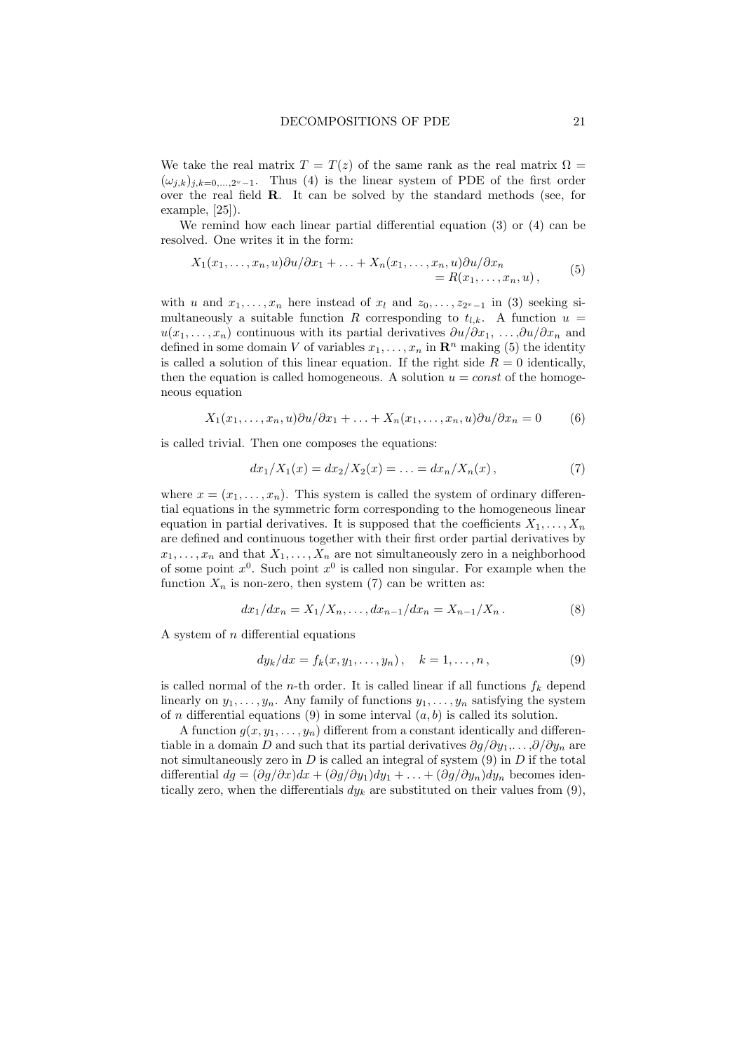We take the real matrix $T = T(z)$ of the same rank as the real matrix $\Omega = (\omega_{j,k})_{j,k=0,\dots,2^v-1}$. Thus (4) is the linear system of PDE of the first order over the real field $\mathbf{R}$. It can be solved by the standard methods (see, for example, [25]).

We remind how each linear partial differential equation (3) or (4) can be resolved. One writes it in the form:

$$X_1(x_1,\dots,x_n,u)\partial u/\partial x_1 + \ldots + X_n(x_1,\dots,x_n,u)\partial u/\partial x_n = R(x_1,\dots,x_n,u)\,, \tag{5}$$

with $u$ and $x_1,\dots,x_n$ here instead of $x_l$ and $z_0,\dots,z_{2^v-1}$ in (3) seeking simultaneously a suitable function $R$ corresponding to $t_{l,k}$. A function $u = u(x_1,\dots,x_n)$ continuous with its partial derivatives $\partial u/\partial x_1, \dots, \partial u/\partial x_n$ and defined in some domain $V$ of variables $x_1,\dots,x_n$ in $\mathbf{R}^n$ making (5) the identity is called a solution of this linear equation. If the right side $R = 0$ identically, then the equation is called homogeneous. A solution $u = const$ of the homogeneous equation

$$X_1(x_1,\dots,x_n,u)\partial u/\partial x_1 + \ldots + X_n(x_1,\dots,x_n,u)\partial u/\partial x_n = 0 \tag{6}$$

is called trivial. Then one composes the equations:

$$dx_1/X_1(x) = dx_2/X_2(x) = \ldots = dx_n/X_n(x)\,, \tag{7}$$

where $x = (x_1,\dots,x_n)$. This system is called the system of ordinary differential equations in the symmetric form corresponding to the homogeneous linear equation in partial derivatives. It is supposed that the coefficients $X_1,\dots,X_n$ are defined and continuous together with their first order partial derivatives by $x_1,\dots,x_n$ and that $X_1,\dots,X_n$ are not simultaneously zero in a neighborhood of some point $x^0$. Such point $x^0$ is called non singular. For example when the function $X_n$ is non-zero, then system (7) can be written as:

$$dx_1/dx_n = X_1/X_n, \dots, dx_{n-1}/dx_n = X_{n-1}/X_n\,. \tag{8}$$

A system of $n$ differential equations

$$dy_k/dx = f_k(x,y_1,\dots,y_n)\,, \quad k = 1,\dots,n\,, \tag{9}$$

is called normal of the $n$-th order. It is called linear if all functions $f_k$ depend linearly on $y_1,\dots,y_n$. Any family of functions $y_1,\dots,y_n$ satisfying the system of $n$ differential equations (9) in some interval $(a,b)$ is called its solution.

A function $g(x,y_1,\dots,y_n)$ different from a constant identically and differentiable in a domain $D$ and such that its partial derivatives $\partial g/\partial y_1,\dots,\partial/\partial y_n$ are not simultaneously zero in $D$ is called an integral of system (9) in $D$ if the total differential $dg = (\partial g/\partial x)dx + (\partial g/\partial y_1)dy_1 + \ldots + (\partial g/\partial y_n)dy_n$ becomes identically zero, when the differentials $dy_k$ are substituted on their values from (9),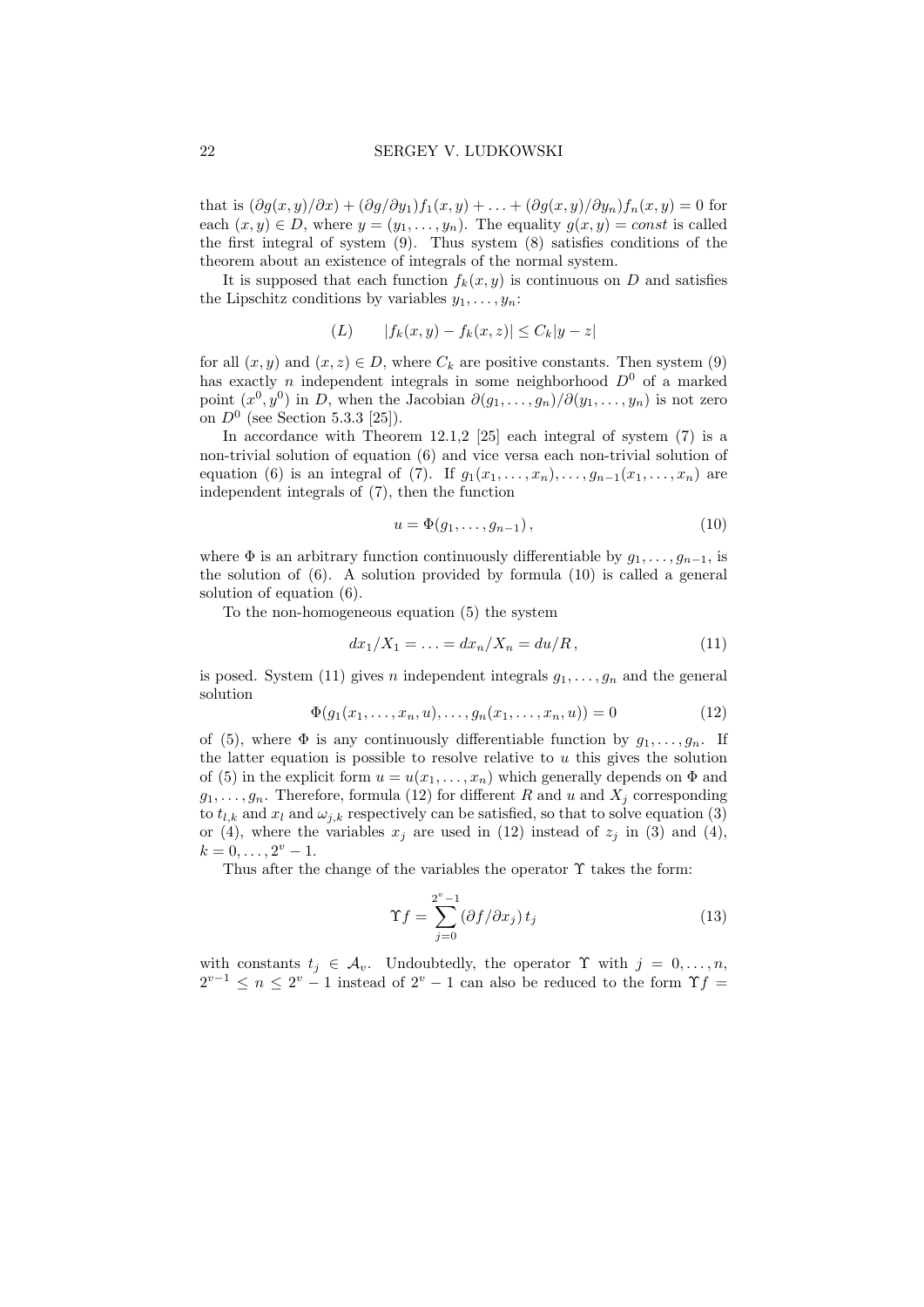that is $(\partial g(x,y)/\partial x) + (\partial g/\partial y_1) f_1(x,y) + \ldots + (\partial g(x,y)/\partial y_n) f_n(x,y) = 0$ for each $(x,y) \in D$, where $y = (y_1, \ldots, y_n)$. The equality $g(x,y) = const$ is called the first integral of system (9). Thus system (8) satisfies conditions of the theorem about an existence of integrals of the normal system.

It is supposed that each function $f_k(x,y)$ is continuous on $D$ and satisfies the Lipschitz conditions by variables $y_1, \ldots, y_n$:

$$(L) \qquad |f_k(x,y) - f_k(x,z)| \le C_k |y - z|$$

for all $(x,y)$ and $(x,z) \in D$, where $C_k$ are positive constants. Then system (9) has exactly $n$ independent integrals in some neighborhood $D^0$ of a marked point $(x^0, y^0)$ in $D$, when the Jacobian $\partial(g_1, \ldots, g_n)/\partial(y_1, \ldots, y_n)$ is not zero on $D^0$ (see Section 5.3.3 [25]).

In accordance with Theorem 12.1,2 [25] each integral of system (7) is a non-trivial solution of equation (6) and vice versa each non-trivial solution of equation (6) is an integral of (7). If $g_1(x_1, \ldots, x_n), \ldots, g_{n-1}(x_1, \ldots, x_n)$ are independent integrals of (7), then the function

$$u = \Phi(g_1, \ldots, g_{n-1}), \tag{10}$$

where $\Phi$ is an arbitrary function continuously differentiable by $g_1, \ldots, g_{n-1}$, is the solution of (6). A solution provided by formula (10) is called a general solution of equation (6).

To the non-homogeneous equation (5) the system

$$dx_1/X_1 = \ldots = dx_n/X_n = du/R, \tag{11}$$

is posed. System (11) gives $n$ independent integrals $g_1, \ldots, g_n$ and the general solution

$$\Phi(g_1(x_1, \ldots, x_n, u), \ldots, g_n(x_1, \ldots, x_n, u)) = 0 \tag{12}$$

of (5), where $\Phi$ is any continuously differentiable function by $g_1, \ldots, g_n$. If the latter equation is possible to resolve relative to $u$ this gives the solution of (5) in the explicit form $u = u(x_1, \ldots, x_n)$ which generally depends on $\Phi$ and $g_1, \ldots, g_n$. Therefore, formula (12) for different $R$ and $u$ and $X_j$ corresponding to $t_{l,k}$ and $x_l$ and $\omega_{j,k}$ respectively can be satisfied, so that to solve equation (3) or (4), where the variables $x_j$ are used in (12) instead of $z_j$ in (3) and (4), $k = 0, \ldots, 2^v - 1$.

Thus after the change of the variables the operator $\Upsilon$ takes the form:

$$\Upsilon f = \sum_{j=0}^{2^v - 1} (\partial f / \partial x_j)\, t_j \tag{13}$$

with constants $t_j \in \mathcal{A}_v$. Undoubtedly, the operator $\Upsilon$ with $j = 0, \ldots, n$, $2^{v-1} \le n \le 2^v - 1$ instead of $2^v - 1$ can also be reduced to the form $\Upsilon f =$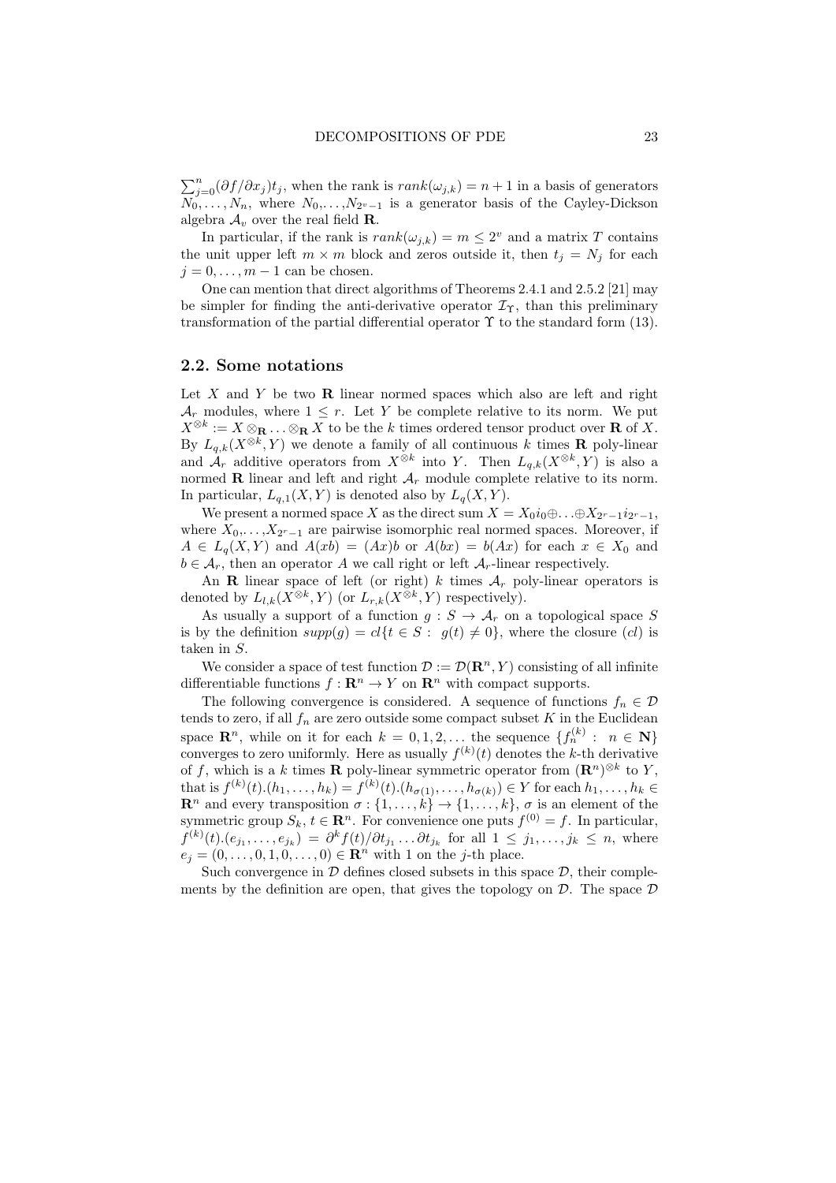$\sum_{j=0}^n (\partial f/\partial x_j)t_j$, when the rank is $rank(\omega_{j,k}) = n+1$ in a basis of generators $N_0,\dots,N_n$, where $N_0,\dots,N_{2^v-1}$ is a generator basis of the Cayley-Dickson algebra $\mathcal{A}_v$ over the real field $\mathbf{R}$.

In particular, if the rank is $rank(\omega_{j,k}) = m \le 2^v$ and a matrix $T$ contains the unit upper left $m \times m$ block and zeros outside it, then $t_j = N_j$ for each $j = 0,\dots,m-1$ can be chosen.

One can mention that direct algorithms of Theorems 2.4.1 and 2.5.2 [21] may be simpler for finding the anti-derivative operator $\mathcal{I}_\Upsilon$, than this preliminary transformation of the partial differential operator $\Upsilon$ to the standard form (13).

## 2.2. Some notations

Let $X$ and $Y$ be two $\mathbf{R}$ linear normed spaces which also are left and right $\mathcal{A}_r$ modules, where $1 \le r$. Let $Y$ be complete relative to its norm. We put $X^{\otimes k} := X \otimes_{\mathbf{R}} \dots \otimes_{\mathbf{R}} X$ to be the $k$ times ordered tensor product over $\mathbf{R}$ of $X$. By $L_{q,k}(X^{\otimes k}, Y)$ we denote a family of all continuous $k$ times $\mathbf{R}$ poly-linear and $\mathcal{A}_r$ additive operators from $X^{\otimes k}$ into $Y$. Then $L_{q,k}(X^{\otimes k}, Y)$ is also a normed $\mathbf{R}$ linear and left and right $\mathcal{A}_r$ module complete relative to its norm. In particular, $L_{q,1}(X,Y)$ is denoted also by $L_q(X,Y)$.

We present a normed space $X$ as the direct sum $X = X_0 i_0 \oplus \dots \oplus X_{2^r-1} i_{2^r-1}$, where $X_0,\dots,X_{2^r-1}$ are pairwise isomorphic real normed spaces. Moreover, if $A \in L_q(X,Y)$ and $A(xb) = (Ax)b$ or $A(bx) = b(Ax)$ for each $x \in X_0$ and $b \in \mathcal{A}_r$, then an operator $A$ we call right or left $\mathcal{A}_r$-linear respectively.

An $\mathbf{R}$ linear space of left (or right) $k$ times $\mathcal{A}_r$ poly-linear operators is denoted by $L_{l,k}(X^{\otimes k}, Y)$ (or $L_{r,k}(X^{\otimes k}, Y)$ respectively).

As usually a support of a function $g : S \to \mathcal{A}_r$ on a topological space $S$ is by the definition $supp(g) = cl\{t \in S : \ g(t) \ne 0\}$, where the closure ($cl$) is taken in $S$.

We consider a space of test function $\mathcal{D} := \mathcal{D}(\mathbf{R}^n, Y)$ consisting of all infinite differentiable functions $f : \mathbf{R}^n \to Y$ on $\mathbf{R}^n$ with compact supports.

The following convergence is considered. A sequence of functions $f_n \in \mathcal{D}$ tends to zero, if all $f_n$ are zero outside some compact subset $K$ in the Euclidean space $\mathbf{R}^n$, while on it for each $k = 0,1,2,\dots$ the sequence $\{f_n^{(k)} : \ n \in \mathbf{N}\}$ converges to zero uniformly. Here as usually $f^{(k)}(t)$ denotes the $k$-th derivative of $f$, which is a $k$ times $\mathbf{R}$ poly-linear symmetric operator from $(\mathbf{R}^n)^{\otimes k}$ to $Y$, that is $f^{(k)}(t).(h_1,\dots,h_k) = f^{(k)}(t).(h_{\sigma(1)},\dots,h_{\sigma(k)}) \in Y$ for each $h_1,\dots,h_k \in \mathbf{R}^n$ and every transposition $\sigma : \{1,\dots,k\} \to \{1,\dots,k\}$, $\sigma$ is an element of the symmetric group $S_k$, $t \in \mathbf{R}^n$. For convenience one puts $f^{(0)} = f$. In particular, $f^{(k)}(t).(e_{j_1},\dots,e_{j_k}) = \partial^k f(t)/\partial t_{j_1}\dots\partial t_{j_k}$ for all $1 \le j_1,\dots,j_k \le n$, where $e_j = (0,\dots,0,1,0,\dots,0) \in \mathbf{R}^n$ with 1 on the $j$-th place.

Such convergence in $\mathcal{D}$ defines closed subsets in this space $\mathcal{D}$, their complements by the definition are open, that gives the topology on $\mathcal{D}$. The space $\mathcal{D}$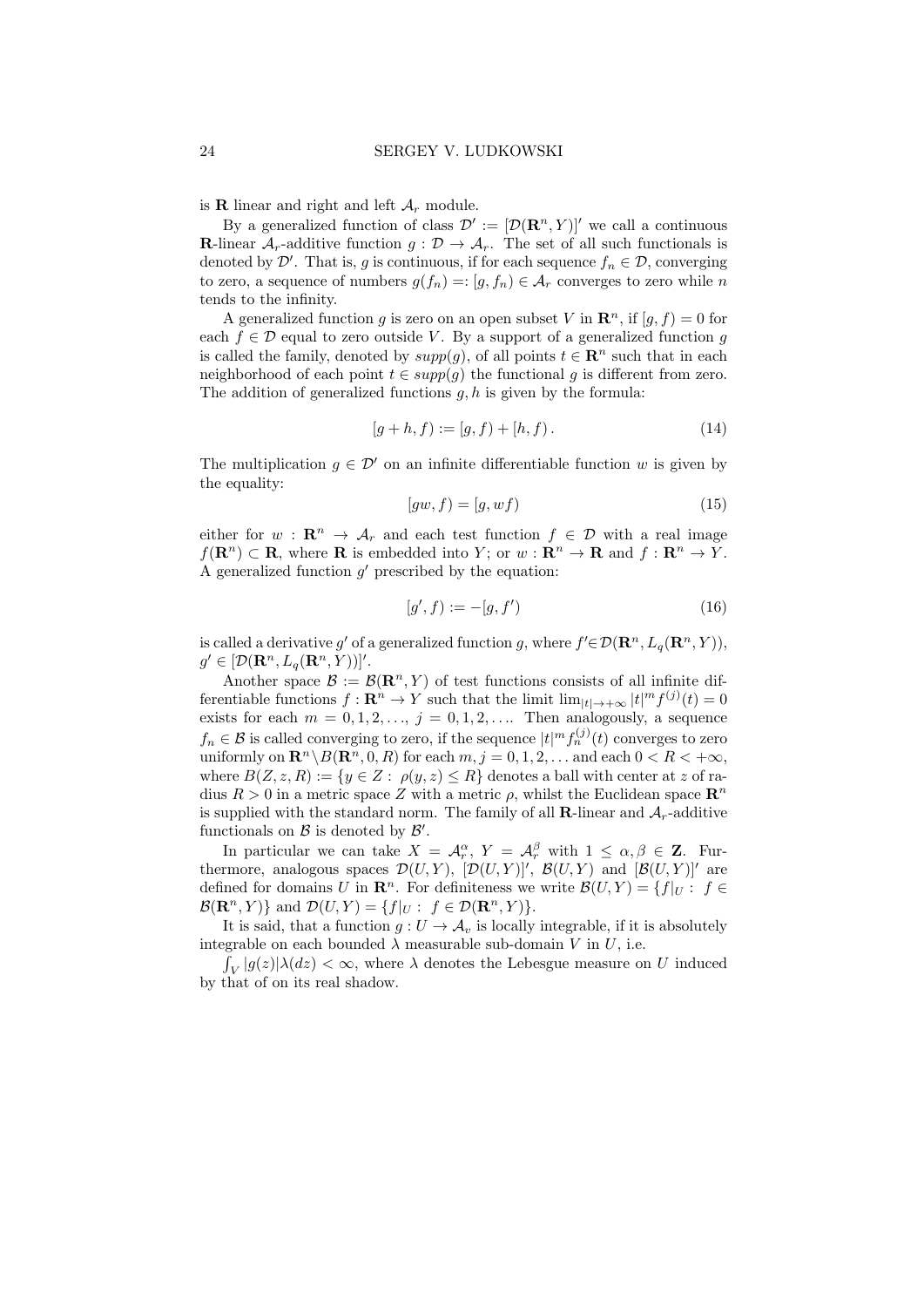is $\mathbf{R}$ linear and right and left $\mathcal{A}_r$ module.

By a generalized function of class $\mathcal{D}' := [\mathcal{D}(\mathbf{R}^n, Y)]'$ we call a continuous $\mathbf{R}$-linear $\mathcal{A}_r$-additive function $g : \mathcal{D} \to \mathcal{A}_r$. The set of all such functionals is denoted by $\mathcal{D}'$. That is, $g$ is continuous, if for each sequence $f_n \in \mathcal{D}$, converging to zero, a sequence of numbers $g(f_n) =: [g, f_n) \in \mathcal{A}_r$ converges to zero while $n$ tends to the infinity.

A generalized function $g$ is zero on an open subset $V$ in $\mathbf{R}^n$, if $[g, f) = 0$ for each $f \in \mathcal{D}$ equal to zero outside $V$. By a support of a generalized function $g$ is called the family, denoted by $supp(g)$, of all points $t \in \mathbf{R}^n$ such that in each neighborhood of each point $t \in supp(g)$ the functional $g$ is different from zero. The addition of generalized functions $g, h$ is given by the formula:

$$[g + h, f) := [g, f) + [h, f)\,. \tag{14}$$

The multiplication $g \in \mathcal{D}'$ on an infinite differentiable function $w$ is given by the equality:

$$[gw, f) = [g, wf) \tag{15}$$

either for $w : \mathbf{R}^n \to \mathcal{A}_r$ and each test function $f \in \mathcal{D}$ with a real image $f(\mathbf{R}^n) \subset \mathbf{R}$, where $\mathbf{R}$ is embedded into $Y$; or $w : \mathbf{R}^n \to \mathbf{R}$ and $f : \mathbf{R}^n \to Y$. A generalized function $g'$ prescribed by the equation:

$$[g', f) := -[g, f') \tag{16}$$

is called a derivative $g'$ of a generalized function $g$, where $f' \in \mathcal{D}(\mathbf{R}^n, L_q(\mathbf{R}^n, Y))$, $g' \in [\mathcal{D}(\mathbf{R}^n, L_q(\mathbf{R}^n, Y))]'$.

Another space $\mathcal{B} := \mathcal{B}(\mathbf{R}^n, Y)$ of test functions consists of all infinite differentiable functions $f : \mathbf{R}^n \to Y$ such that the limit $\lim_{|t| \to +\infty} |t|^m f^{(j)}(t) = 0$ exists for each $m = 0, 1, 2, \ldots$, $j = 0, 1, 2, \ldots$. Then analogously, a sequence $f_n \in \mathcal{B}$ is called converging to zero, if the sequence $|t|^m f_n^{(j)}(t)$ converges to zero uniformly on $\mathbf{R}^n \setminus B(\mathbf{R}^n, 0, R)$ for each $m, j = 0, 1, 2, \ldots$ and each $0 < R < +\infty$, where $B(Z, z, R) := \{y \in Z : \ \rho(y, z) \le R\}$ denotes a ball with center at $z$ of radius $R > 0$ in a metric space $Z$ with a metric $\rho$, whilst the Euclidean space $\mathbf{R}^n$ is supplied with the standard norm. The family of all $\mathbf{R}$-linear and $\mathcal{A}_r$-additive functionals on $\mathcal{B}$ is denoted by $\mathcal{B}'$.

In particular we can take $X = \mathcal{A}_r^\alpha$, $Y = \mathcal{A}_r^\beta$ with $1 \le \alpha, \beta \in \mathbf{Z}$. Furthermore, analogous spaces $\mathcal{D}(U, Y)$, $[\mathcal{D}(U, Y)]'$, $\mathcal{B}(U, Y)$ and $[\mathcal{B}(U, Y)]'$ are defined for domains $U$ in $\mathbf{R}^n$. For definiteness we write $\mathcal{B}(U, Y) = \{f|_U : \ f \in \mathcal{B}(\mathbf{R}^n, Y)\}$ and $\mathcal{D}(U, Y) = \{f|_U : \ f \in \mathcal{D}(\mathbf{R}^n, Y)\}$.

It is said, that a function $g : U \to \mathcal{A}_v$ is locally integrable, if it is absolutely integrable on each bounded $\lambda$ measurable sub-domain $V$ in $U$, i.e.

$\int_V |g(z)| \lambda(dz) < \infty$, where $\lambda$ denotes the Lebesgue measure on $U$ induced by that of on its real shadow.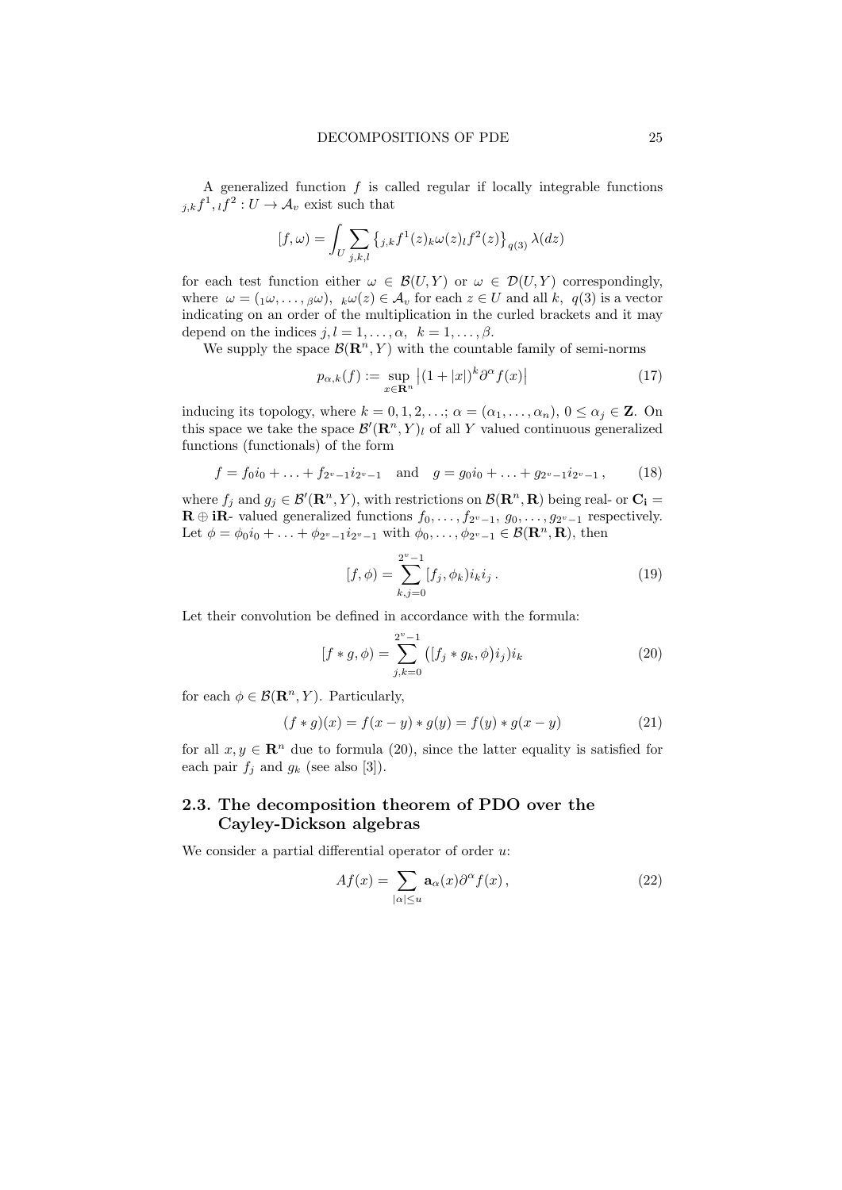A generalized function $f$ is called regular if locally integrable functions ${}_{j,k}f^1, {}_lf^2 : U \to \mathcal{A}_v$ exist such that

$$[f, \omega) = \int_U \sum_{j,k,l} \left\{ {}_{j,k}f^1(z)_k\omega(z)_l f^2(z) \right\}_{q(3)} \lambda(dz)$$

for each test function either $\omega \in \mathcal{B}(U, Y)$ or $\omega \in \mathcal{D}(U, Y)$ correspondingly, where $\omega = ({}_1\omega, \dots, {}_\beta\omega)$, ${}_k\omega(z) \in \mathcal{A}_v$ for each $z \in U$ and all $k$, $q(3)$ is a vector indicating on an order of the multiplication in the curled brackets and it may depend on the indices $j, l = 1, \dots, \alpha$, $k = 1, \dots, \beta$.

We supply the space $\mathcal{B}(\mathbf{R}^n, Y)$ with the countable family of semi-norms

$$p_{\alpha,k}(f) := \sup_{x \in \mathbf{R}^n} \left| (1 + |x|)^k \partial^\alpha f(x) \right| \tag{17}$$

inducing its topology, where $k = 0, 1, 2, \dots$; $\alpha = (\alpha_1, \dots, \alpha_n)$, $0 \le \alpha_j \in \mathbf{Z}$. On this space we take the space $\mathcal{B}'(\mathbf{R}^n, Y)_l$ of all $Y$ valued continuous generalized functions (functionals) of the form

$$f = f_0 i_0 + \dots + f_{2^v-1} i_{2^v-1} \quad \text{and} \quad g = g_0 i_0 + \dots + g_{2^v-1} i_{2^v-1}, \tag{18}$$

where $f_j$ and $g_j \in \mathcal{B}'(\mathbf{R}^n, Y)$, with restrictions on $\mathcal{B}(\mathbf{R}^n, \mathbf{R})$ being real- or $\mathbf{C_i} = \mathbf{R} \oplus \mathbf{iR}$- valued generalized functions $f_0, \dots, f_{2^v-1}, g_0, \dots, g_{2^v-1}$ respectively. Let $\phi = \phi_0 i_0 + \dots + \phi_{2^v-1} i_{2^v-1}$ with $\phi_0, \dots, \phi_{2^v-1} \in \mathcal{B}(\mathbf{R}^n, \mathbf{R})$, then

$$[f, \phi) = \sum_{k,j=0}^{2^v-1} [f_j, \phi_k) i_k i_j . \tag{19}$$

Let their convolution be defined in accordance with the formula:

$$[f * g, \phi) = \sum_{j,k=0}^{2^v-1} \left( [f_j * g_k, \phi) i_j \right) i_k \tag{20}$$

for each $\phi \in \mathcal{B}(\mathbf{R}^n, Y)$. Particularly,

$$(f * g)(x) = f(x - y) * g(y) = f(y) * g(x - y) \tag{21}$$

for all $x, y \in \mathbf{R}^n$ due to formula (20), since the latter equality is satisfied for each pair $f_j$ and $g_k$ (see also [3]).

## 2.3. The decomposition theorem of PDO over the Cayley-Dickson algebras

We consider a partial differential operator of order $u$:

$$Af(x) = \sum_{|\alpha| \le u} \mathbf{a}_\alpha(x) \partial^\alpha f(x) , \tag{22}$$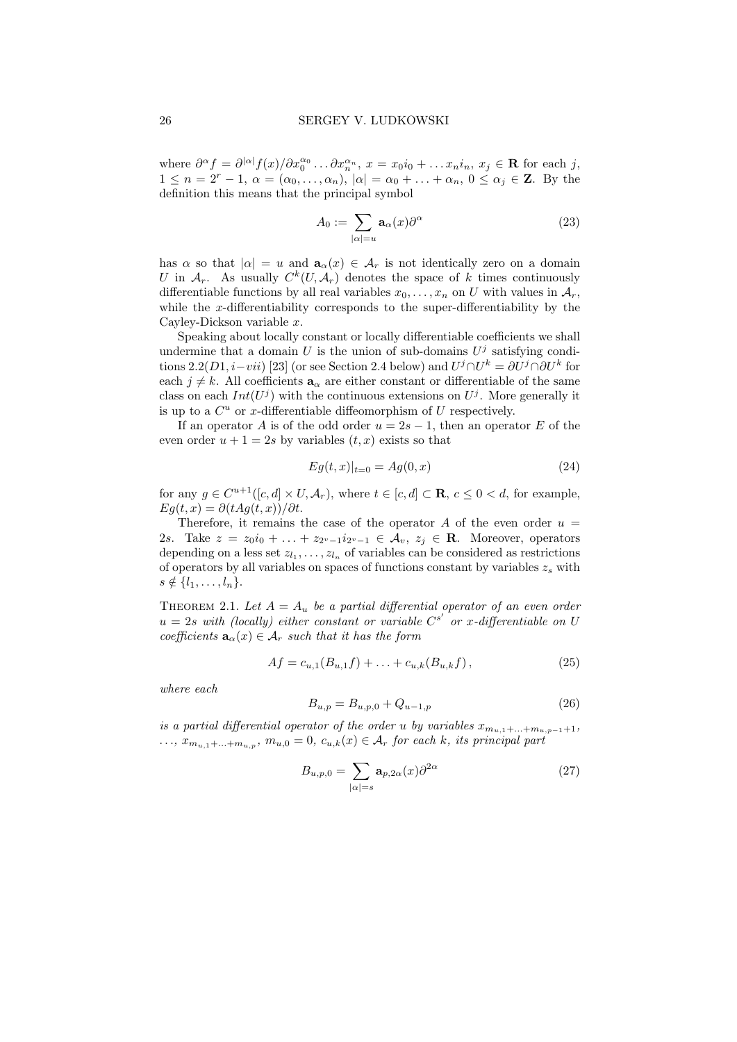where $\partial^\alpha f = \partial^{|\alpha|} f(x)/\partial x_0^{\alpha_0} \dots \partial x_n^{\alpha_n}$, $x = x_0 i_0 + \dots x_n i_n$, $x_j \in \mathbf{R}$ for each $j$, $1 \le n = 2^r - 1$, $\alpha = (\alpha_0, \dots, \alpha_n)$, $|\alpha| = \alpha_0 + \dots + \alpha_n$, $0 \le \alpha_j \in \mathbf{Z}$. By the definition this means that the principal symbol

$$A_0 := \sum_{|\alpha|=u} \mathbf{a}_\alpha(x) \partial^\alpha \tag{23}$$

has $\alpha$ so that $|\alpha| = u$ and $\mathbf{a}_\alpha(x) \in \mathcal{A}_r$ is not identically zero on a domain $U$ in $\mathcal{A}_r$. As usually $C^k(U, \mathcal{A}_r)$ denotes the space of $k$ times continuously differentiable functions by all real variables $x_0, \dots, x_n$ on $U$ with values in $\mathcal{A}_r$, while the $x$-differentiability corresponds to the super-differentiability by the Cayley-Dickson variable $x$.

Speaking about locally constant or locally differentiable coefficients we shall undermine that a domain $U$ is the union of sub-domains $U^j$ satisfying conditions 2.2($D1, i-vii$) [23] (or see Section 2.4 below) and $U^j \cap U^k = \partial U^j \cap \partial U^k$ for each $j \ne k$. All coefficients $\mathbf{a}_\alpha$ are either constant or differentiable of the same class on each $Int(U^j)$ with the continuous extensions on $U^j$. More generally it is up to a $C^u$ or $x$-differentiable diffeomorphism of $U$ respectively.

If an operator $A$ is of the odd order $u = 2s - 1$, then an operator $E$ of the even order $u + 1 = 2s$ by variables $(t, x)$ exists so that

$$Eg(t,x)|_{t=0} = Ag(0,x) \tag{24}$$

for any $g \in C^{u+1}([c,d] \times U, \mathcal{A}_r)$, where $t \in [c,d] \subset \mathbf{R}$, $c \le 0 < d$, for example, $Eg(t,x) = \partial(tAg(t,x))/\partial t$.

Therefore, it remains the case of the operator $A$ of the even order $u = 2s$. Take $z = z_0 i_0 + \dots + z_{2^v - 1} i_{2^v - 1} \in \mathcal{A}_v$, $z_j \in \mathbf{R}$. Moreover, operators depending on a less set $z_{l_1}, \dots, z_{l_n}$ of variables can be considered as restrictions of operators by all variables on spaces of functions constant by variables $z_s$ with $s \notin \{l_1, \dots, l_n\}$.

THEOREM 2.1. *Let $A = A_u$ be a partial differential operator of an even order $u = 2s$ with (locally) either constant or variable $C^{s'}$ or $x$-differentiable on $U$ coefficients $\mathbf{a}_\alpha(x) \in \mathcal{A}_r$ such that it has the form*

$$Af = c_{u,1}(B_{u,1}f) + \dots + c_{u,k}(B_{u,k}f), \tag{25}$$

*where each*

$$B_{u,p} = B_{u,p,0} + Q_{u-1,p} \tag{26}$$

*is a partial differential operator of the order $u$ by variables $x_{m_{u,1}+\dots+m_{u,p-1}+1}$, $\dots$, $x_{m_{u,1}+\dots+m_{u,p}}$, $m_{u,0} = 0$, $c_{u,k}(x) \in \mathcal{A}_r$ for each $k$, its principal part*

$$B_{u,p,0} = \sum_{|\alpha|=s} \mathbf{a}_{p,2\alpha}(x) \partial^{2\alpha} \tag{27}$$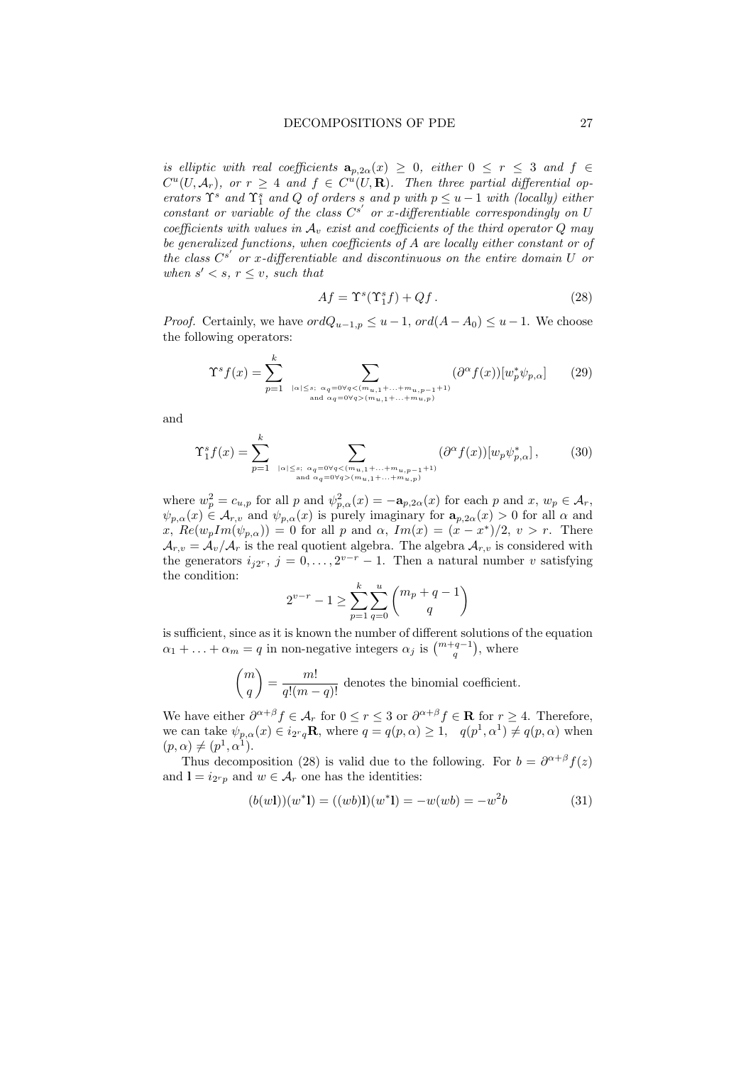*is elliptic with real coefficients $\mathbf{a}_{p,2\alpha}(x) \ge 0$, either $0 \le r \le 3$ and $f \in C^u(U, \mathcal{A}_r)$, or $r \ge 4$ and $f \in C^u(U, \mathbf{R})$. Then three partial differential operators $\Upsilon^s$ and $\Upsilon^s_1$ and $Q$ of orders $s$ and $p$ with $p \le u-1$ with (locally) either constant or variable of the class $C^{s'}$ or $x$-differentiable correspondingly on $U$ coefficients with values in $\mathcal{A}_v$ exist and coefficients of the third operator $Q$ may be generalized functions, when coefficients of $A$ are locally either constant or of the class $C^{s'}$ or $x$-differentiable and discontinuous on the entire domain $U$ or when $s' < s$, $r \le v$, such that*

$$Af = \Upsilon^s(\Upsilon^s_1 f) + Qf\,. \tag{28}$$

*Proof.* Certainly, we have $ordQ_{u-1,p} \le u-1$, $ord(A - A_0) \le u-1$. We choose the following operators:

$$\Upsilon^s f(x) = \sum_{p=1}^{k} \sum_{\substack{|\alpha| \le s;\ \alpha_q = 0 \forall q < (m_{u,1}+\ldots+m_{u,p-1}+1) \\ \text{and } \alpha_q = 0 \forall q > (m_{u,1}+\ldots+m_{u,p})}} (\partial^\alpha f(x))[w_p^* \psi_{p,\alpha}] \tag{29}$$

and

$$\Upsilon^s_1 f(x) = \sum_{p=1}^{k} \sum_{\substack{|\alpha| \le s;\ \alpha_q = 0 \forall q < (m_{u,1}+\ldots+m_{u,p-1}+1) \\ \text{and } \alpha_q = 0 \forall q > (m_{u,1}+\ldots+m_{u,p})}} (\partial^\alpha f(x))[w_p \psi_{p,\alpha}^*]\,, \tag{30}$$

where $w_p^2 = c_{u,p}$ for all $p$ and $\psi_{p,\alpha}^2(x) = -\mathbf{a}_{p,2\alpha}(x)$ for each $p$ and $x$, $w_p \in \mathcal{A}_r$, $\psi_{p,\alpha}(x) \in \mathcal{A}_{r,v}$ and $\psi_{p,\alpha}(x)$ is purely imaginary for $\mathbf{a}_{p,2\alpha}(x) > 0$ for all $\alpha$ and $x$, $Re(w_p Im(\psi_{p,\alpha})) = 0$ for all $p$ and $\alpha$, $Im(x) = (x - x^*)/2$, $v > r$. There $\mathcal{A}_{r,v} = \mathcal{A}_v / \mathcal{A}_r$ is the real quotient algebra. The algebra $\mathcal{A}_{r,v}$ is considered with the generators $i_{j2^r}$, $j = 0, \ldots, 2^{v-r}-1$. Then a natural number $v$ satisfying the condition:

$$2^{v-r} - 1 \ge \sum_{p=1}^{k} \sum_{q=0}^{u} \binom{m_p + q - 1}{q}$$

is sufficient, since as it is known the number of different solutions of the equation $\alpha_1 + \ldots + \alpha_m = q$ in non-negative integers $\alpha_j$ is $\binom{m+q-1}{q}$, where

$$\binom{m}{q} = \frac{m!}{q!(m-q)!} \text{ denotes the binomial coefficient.}$$

We have either $\partial^{\alpha+\beta} f \in \mathcal{A}_r$ for $0 \le r \le 3$ or $\partial^{\alpha+\beta} f \in \mathbf{R}$ for $r \ge 4$. Therefore, we can take $\psi_{p,\alpha}(x) \in i_{2^r q}\mathbf{R}$, where $q = q(p,\alpha) \ge 1$, $\quad q(p^1, \alpha^1) \ne q(p,\alpha)$ when $(p,\alpha) \ne (p^1, \alpha^1)$.

Thus decomposition (28) is valid due to the following. For $b = \partial^{\alpha+\beta} f(z)$ and $\mathbf{l} = i_{2^r p}$ and $w \in \mathcal{A}_r$ one has the identities:

$$(b(w\mathbf{l}))(w^*\mathbf{l}) = ((wb)\mathbf{l})(w^*\mathbf{l}) = -w(wb) = -w^2 b \tag{31}$$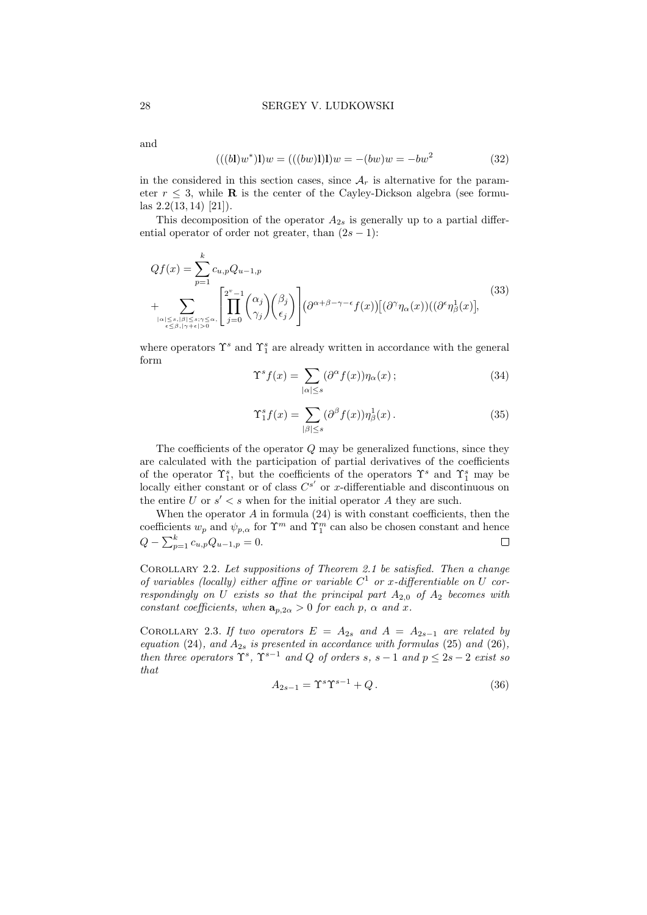and

$$(((b\mathbf{l})w^*)\mathbf{l})w = (((bw)\mathbf{l})\mathbf{l})w = -(bw)w = -bw^2 \tag{32}$$

in the considered in this section cases, since $\mathcal{A}_r$ is alternative for the parameter $r \le 3$, while $\mathbf{R}$ is the center of the Cayley-Dickson algebra (see formulas 2.2(13, 14) [21]).

This decomposition of the operator $A_{2s}$ is generally up to a partial differential operator of order not greater, than $(2s-1)$:

$$Qf(x) = \sum_{p=1}^{k} c_{u,p} Q_{u-1,p}$$
$$+ \sum_{\substack{|\alpha|\le s, |\beta|\le s; \gamma\le\alpha, \\ \epsilon\le\beta, |\gamma+\epsilon|>0}} \left[ \prod_{j=0}^{2^v-1} \binom{\alpha_j}{\gamma_j}\binom{\beta_j}{\epsilon_j} \right] (\partial^{\alpha+\beta-\gamma-\epsilon} f(x)) \big[(\partial^{\gamma}\eta_\alpha(x))((\partial^{\epsilon}\eta^1_\beta(x)\big], \tag{33}$$

where operators $\Upsilon^s$ and $\Upsilon^s_1$ are already written in accordance with the general form

$$\Upsilon^s f(x) = \sum_{|\alpha|\le s} (\partial^\alpha f(x))\eta_\alpha(x)\,; \tag{34}$$

$$\Upsilon^s_1 f(x) = \sum_{|\beta|\le s} (\partial^\beta f(x))\eta^1_\beta(x)\,. \tag{35}$$

The coefficients of the operator $Q$ may be generalized functions, since they are calculated with the participation of partial derivatives of the coefficients of the operator $\Upsilon^s_1$, but the coefficients of the operators $\Upsilon^s$ and $\Upsilon^s_1$ may be locally either constant or of class $C^{s'}$ or $x$-differentiable and discontinuous on the entire $U$ or $s' < s$ when for the initial operator $A$ they are such.

When the operator $A$ in formula (24) is with constant coefficients, then the coefficients $w_p$ and $\psi_{p,\alpha}$ for $\Upsilon^m$ and $\Upsilon^m_1$ can also be chosen constant and hence $Q - \sum_{p=1}^{k} c_{u,p} Q_{u-1,p} = 0$. □

Corollary 2.2. *Let suppositions of Theorem 2.1 be satisfied. Then a change of variables (locally) either affine or variable $C^1$ or $x$-differentiable on $U$ correspondingly on $U$ exists so that the principal part $A_{2,0}$ of $A_2$ becomes with constant coefficients, when $\mathbf{a}_{p,2\alpha} > 0$ for each $p$, $\alpha$ and $x$.*

Corollary 2.3. *If two operators $E = A_{2s}$ and $A = A_{2s-1}$ are related by equation (24), and $A_{2s}$ is presented in accordance with formulas (25) and (26), then three operators $\Upsilon^s$, $\Upsilon^{s-1}$ and $Q$ of orders $s$, $s-1$ and $p \le 2s-2$ exist so that*

$$A_{2s-1} = \Upsilon^s \Upsilon^{s-1} + Q\,. \tag{36}$$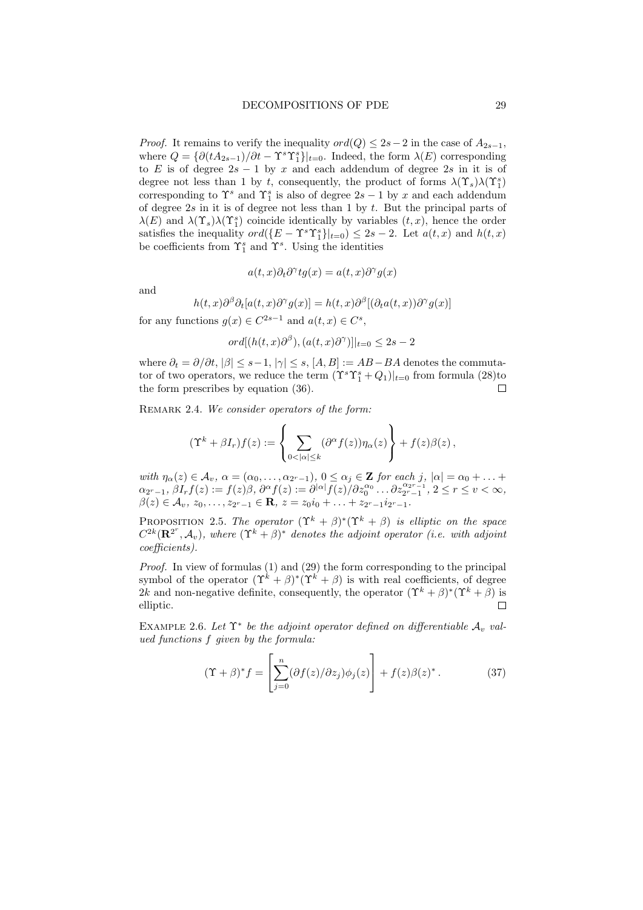*Proof.* It remains to verify the inequality $ord(Q) \leq 2s-2$ in the case of $A_{2s-1}$, where $Q = \{\partial(tA_{2s-1})/\partial t - \Upsilon^s \Upsilon_1^s\}|_{t=0}$. Indeed, the form $\lambda(E)$ corresponding to $E$ is of degree $2s-1$ by $x$ and each addendum of degree $2s$ in it is of degree not less than 1 by $t$, consequently, the product of forms $\lambda(\Upsilon_s)\lambda(\Upsilon_1^s)$ corresponding to $\Upsilon^s$ and $\Upsilon_1^s$ is also of degree $2s-1$ by $x$ and each addendum of degree $2s$ in it is of degree not less than 1 by $t$. But the principal parts of $\lambda(E)$ and $\lambda(\Upsilon_s)\lambda(\Upsilon_1^s)$ coincide identically by variables $(t,x)$, hence the order satisfies the inequality $ord(\{E - \Upsilon^s \Upsilon_1^s\}|_{t=0}) \leq 2s-2$. Let $a(t,x)$ and $h(t,x)$ be coefficients from $\Upsilon_1^s$ and $\Upsilon^s$. Using the identities

$$a(t,x)\partial_t \partial^\gamma t g(x) = a(t,x)\partial^\gamma g(x)$$

and

$$h(t,x)\partial^\beta \partial_t [a(t,x)\partial^\gamma g(x)] = h(t,x)\partial^\beta [(\partial_t a(t,x))\partial^\gamma g(x)]$$

for any functions $g(x) \in C^{2s-1}$ and $a(t,x) \in C^s$,

$$ord[(h(t,x)\partial^\beta),(a(t,x)\partial^\gamma)]|_{t=0} \leq 2s-2$$

where $\partial_t = \partial/\partial t$, $|\beta| \leq s-1$, $|\gamma| \leq s$, $[A,B] := AB - BA$ denotes the commutator of two operators, we reduce the term $(\Upsilon^s \Upsilon_1^s + Q_1)|_{t=0}$ from formula (28)to the form prescribes by equation (36). $\square$

Remark 2.4. *We consider operators of the form:*

$$(\Upsilon^k + \beta I_r)f(z) := \left\{ \sum_{0<|\alpha|\leq k} (\partial^\alpha f(z))\eta_\alpha(z) \right\} + f(z)\beta(z)\,,$$

*with* $\eta_\alpha(z) \in \mathcal{A}_v$, $\alpha = (\alpha_0, \dots, \alpha_{2^r-1})$, $0 \leq \alpha_j \in \mathbf{Z}$ *for each* $j$, $|\alpha| = \alpha_0 + \dots + \alpha_{2^r-1}$, $\beta I_r f(z) := f(z)\beta$, $\partial^\alpha f(z) := \partial^{|\alpha|} f(z)/\partial z_0^{\alpha_0} \dots \partial z_{2^r-1}^{\alpha_{2^r-1}}$, $2 \leq r \leq v < \infty$, $\beta(z) \in \mathcal{A}_v$, $z_0, \dots, z_{2^r-1} \in \mathbf{R}$, $z = z_0 i_0 + \dots + z_{2^r-1} i_{2^r-1}$.

Proposition 2.5. *The operator* $(\Upsilon^k + \beta)^*(\Upsilon^k + \beta)$ *is elliptic on the space* $C^{2k}(\mathbf{R}^{2^r}, \mathcal{A}_v)$, *where* $(\Upsilon^k + \beta)^*$ *denotes the adjoint operator (i.e. with adjoint coefficients).*

*Proof.* In view of formulas (1) and (29) the form corresponding to the principal symbol of the operator $(\Upsilon^k + \beta)^*(\Upsilon^k + \beta)$ is with real coefficients, of degree $2k$ and non-negative definite, consequently, the operator $(\Upsilon^k + \beta)^*(\Upsilon^k + \beta)$ is elliptic. $\square$

Example 2.6. *Let* $\Upsilon^*$ *be the adjoint operator defined on differentiable* $\mathcal{A}_v$ *valued functions* $f$ *given by the formula:*

$$(\Upsilon + \beta)^* f = \left[ \sum_{j=0}^{n} (\partial f(z)/\partial z_j)\phi_j(z) \right] + f(z)\beta(z)^*\,. \tag{37}$$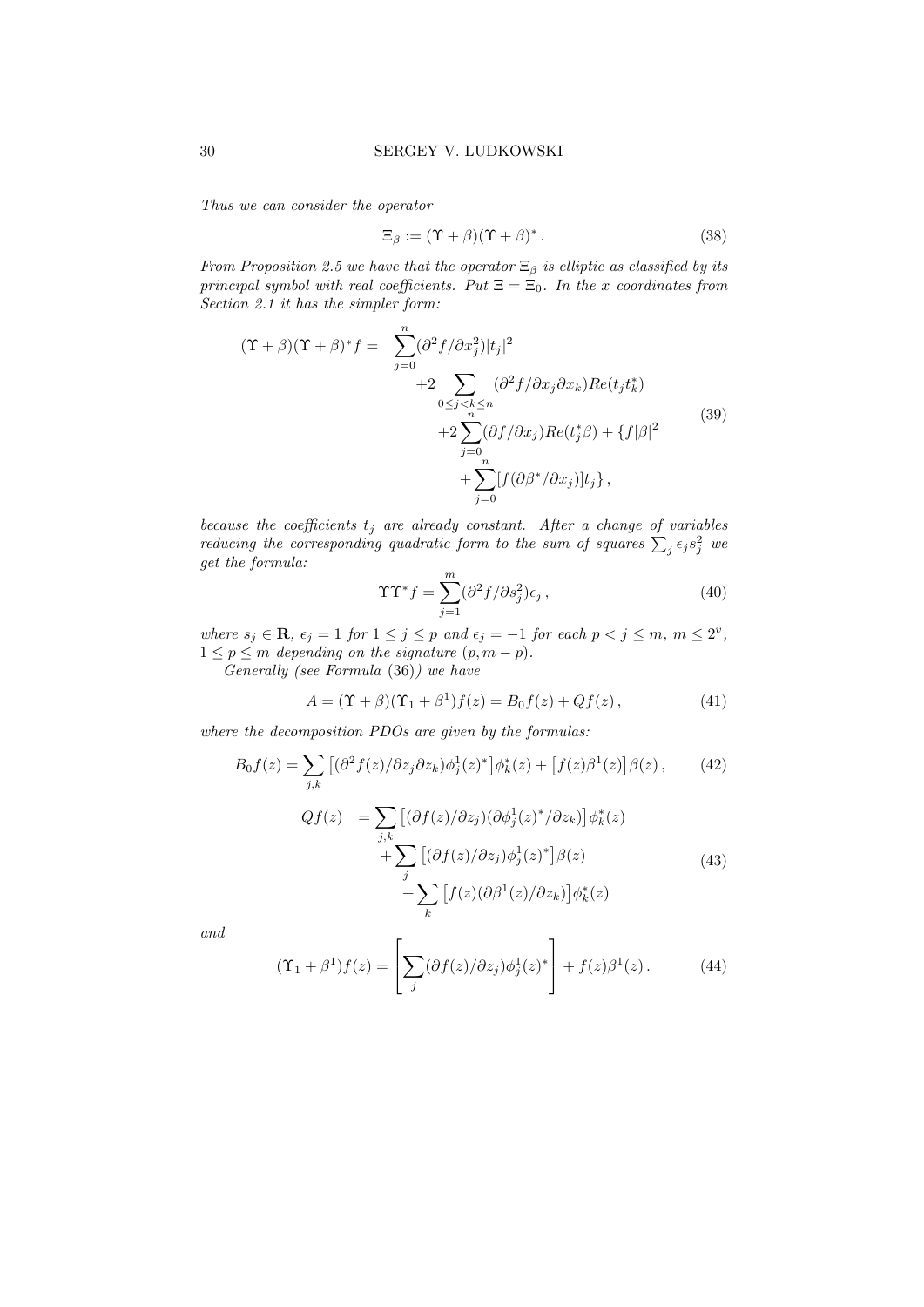*Thus we can consider the operator*

$$\Xi_\beta := (\Upsilon + \beta)(\Upsilon + \beta)^* \,. \tag{38}$$

*From Proposition 2.5 we have that the operator $\Xi_\beta$ is elliptic as classified by its principal symbol with real coefficients. Put $\Xi = \Xi_0$. In the x coordinates from Section 2.1 it has the simpler form:*

$$\begin{aligned}(\Upsilon+\beta)(\Upsilon+\beta)^* f = \; & \sum_{j=0}^n (\partial^2 f/\partial x_j^2)|t_j|^2 \\ & +2 \sum_{0\le j<k\le n} (\partial^2 f/\partial x_j \partial x_k) Re(t_j t_k^*) \\ & +2\sum_{j=0}^n (\partial f/\partial x_j) Re(t_j^* \beta) + \{f|\beta|^2 \\ & + \sum_{j=0}^n [f(\partial \beta^*/\partial x_j)] t_j\} \,,\end{aligned} \tag{39}$$

*because the coefficients $t_j$ are already constant. After a change of variables reducing the corresponding quadratic form to the sum of squares $\sum_j \epsilon_j s_j^2$ we get the formula:*

$$\Upsilon\Upsilon^* f = \sum_{j=1}^m (\partial^2 f/\partial s_j^2)\epsilon_j \,, \tag{40}$$

*where $s_j \in \mathbf{R}$, $\epsilon_j = 1$ for $1 \le j \le p$ and $\epsilon_j = -1$ for each $p < j \le m$, $m \le 2^v$, $1 \le p \le m$ depending on the signature $(p, m-p)$.*

*Generally (see Formula* (36)*) we have*

$$A = (\Upsilon + \beta)(\Upsilon_1 + \beta^1) f(z) = B_0 f(z) + Qf(z) \,, \tag{41}$$

*where the decomposition PDOs are given by the formulas:*

$$B_0 f(z) = \sum_{j,k} \left[(\partial^2 f(z)/\partial z_j \partial z_k) \phi_j^1(z)^*\right] \phi_k^*(z) + \left[f(z)\beta^1(z)\right]\beta(z) \,, \tag{42}$$

$$\begin{aligned} Qf(z) \; & = \sum_{j,k} \left[(\partial f(z)/\partial z_j)(\partial \phi_j^1(z)^*/\partial z_k)\right] \phi_k^*(z) \\ & + \sum_j \left[(\partial f(z)/\partial z_j)\phi_j^1(z)^*\right]\beta(z) \\ & + \sum_k \left[f(z)(\partial \beta^1(z)/\partial z_k)\right]\phi_k^*(z) \end{aligned} \tag{43}$$

*and*

$$(\Upsilon_1 + \beta^1) f(z) = \left[\sum_j (\partial f(z)/\partial z_j)\phi_j^1(z)^*\right] + f(z)\beta^1(z) \,. \tag{44}$$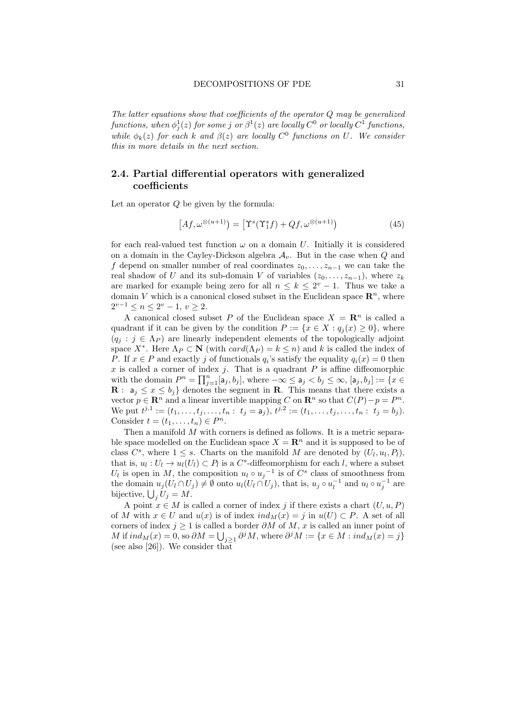*The latter equations show that coefficients of the operator $Q$ may be generalized functions, when $\phi^1_j(z)$ for some $j$ or $\beta^1(z)$ are locally $C^0$ or locally $C^1$ functions, while $\phi_k(z)$ for each $k$ and $\beta(z)$ are locally $C^0$ functions on $U$. We consider this in more details in the next section.*

## 2.4. Partial differential operators with generalized coefficients

Let an operator $Q$ be given by the formula:

$$\left[Af, \omega^{\otimes(u+1)}\right) = \left[\Upsilon^s(\Upsilon^s_1 f) + Qf, \omega^{\otimes(u+1)}\right) \tag{45}$$

for each real-valued test function $\omega$ on a domain $U$. Initially it is considered on a domain in the Cayley-Dickson algebra $\mathcal{A}_v$. But in the case when $Q$ and $f$ depend on smaller number of real coordinates $z_0, \dots, z_{n-1}$ we can take the real shadow of $U$ and its sub-domain $V$ of variables $(z_0, \dots, z_{n-1})$, where $z_k$ are marked for example being zero for all $n \le k \le 2^v - 1$. Thus we take a domain $V$ which is a canonical closed subset in the Euclidean space $\mathbf{R}^n$, where $2^{v-1} \le n \le 2^v - 1$, $v \ge 2$.

A canonical closed subset $P$ of the Euclidean space $X = \mathbf{R}^n$ is called a quadrant if it can be given by the condition $P := \{x \in X : q_j(x) \ge 0\}$, where $(q_j : j \in \Lambda_P)$ are linearly independent elements of the topologically adjoint space $X^*$. Here $\Lambda_P \subset \mathbf{N}$ (with $card(\Lambda_P) = k \le n$) and $k$ is called the index of $P$. If $x \in P$ and exactly $j$ of functionals $q_i$'s satisfy the equality $q_i(x) = 0$ then $x$ is called a corner of index $j$. That is a quadrant $P$ is affine diffeomorphic with the domain $P^n = \prod_{j=1}^n [\mathsf{a}_j, b_j]$, where $-\infty \le \mathsf{a}_j < b_j \le \infty$, $[\mathsf{a}_j, b_j] := \{x \in \mathbf{R} : \mathsf{a}_j \le x \le b_j\}$ denotes the segment in $\mathbf{R}$. This means that there exists a vector $p \in \mathbf{R}^n$ and a linear invertible mapping $C$ on $\mathbf{R}^n$ so that $C(P) - p = P^n$. We put $t^{j,1} := (t_1, \dots, t_j, \dots, t_n : t_j = \mathsf{a}_j)$, $t^{j,2} := (t_1, \dots, t_j, \dots, t_n : t_j = b_j)$. Consider $t = (t_1, \dots, t_n) \in P^n$.

Then a manifold $M$ with corners is defined as follows. It is a metric separable space modelled on the Euclidean space $X = \mathbf{R}^n$ and it is supposed to be of class $C^s$, where $1 \le s$. Charts on the manifold $M$ are denoted by $(U_l, u_l, P_l)$, that is, $u_l : U_l \to u_l(U_l) \subset P_l$ is a $C^s$-diffeomorphism for each $l$, where a subset $U_l$ is open in $M$, the composition $u_l \circ {u_j}^{-1}$ is of $C^s$ class of smoothness from the domain $u_j(U_l \cap U_j) \ne \emptyset$ onto $u_l(U_l \cap U_j)$, that is, $u_j \circ u_l^{-1}$ and $u_l \circ u_j^{-1}$ are bijective, $\bigcup_j U_j = M$.

A point $x \in M$ is called a corner of index $j$ if there exists a chart $(U, u, P)$ of $M$ with $x \in U$ and $u(x)$ is of index $ind_M(x) = j$ in $u(U) \subset P$. A set of all corners of index $j \ge 1$ is called a border $\partial M$ of $M$, $x$ is called an inner point of $M$ if $ind_M(x) = 0$, so $\partial M = \bigcup_{j \ge 1} \partial^j M$, where $\partial^j M := \{x \in M : ind_M(x) = j\}$ (see also [26]). We consider that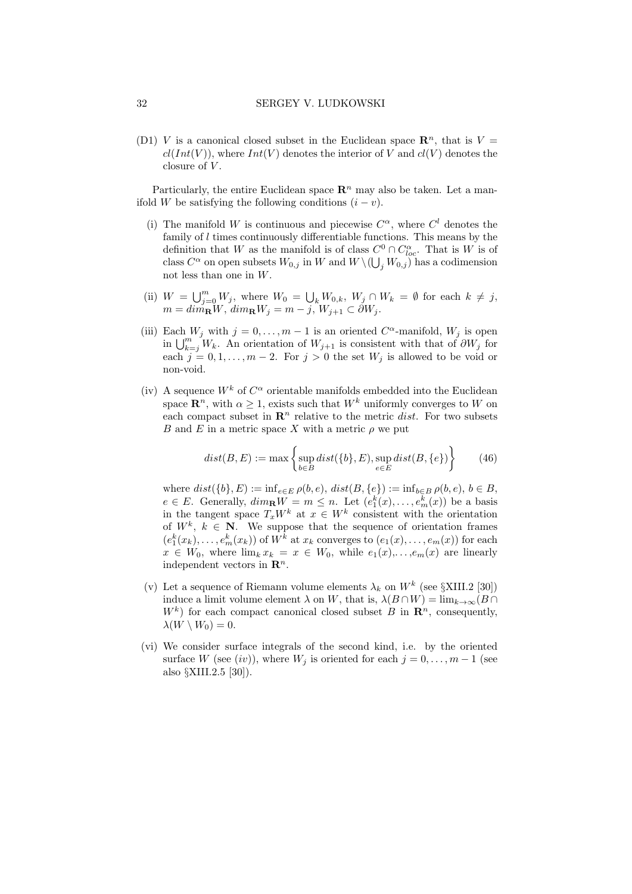(D1) $V$ is a canonical closed subset in the Euclidean space $\mathbf{R}^n$, that is $V = cl(Int(V))$, where $Int(V)$ denotes the interior of $V$ and $cl(V)$ denotes the closure of $V$.

Particularly, the entire Euclidean space $\mathbf{R}^n$ may also be taken. Let a manifold $W$ be satisfying the following conditions $(i - v)$.

(i) The manifold $W$ is continuous and piecewise $C^\alpha$, where $C^l$ denotes the family of $l$ times continuously differentiable functions. This means by the definition that $W$ as the manifold is of class $C^0 \cap C^\alpha_{loc}$. That is $W$ is of class $C^\alpha$ on open subsets $W_{0,j}$ in $W$ and $W \setminus (\bigcup_j W_{0,j})$ has a codimension not less than one in $W$.

(ii) $W = \bigcup_{j=0}^m W_j$, where $W_0 = \bigcup_k W_{0,k}$, $W_j \cap W_k = \emptyset$ for each $k \neq j$, $m = dim_{\mathbf{R}} W$, $dim_{\mathbf{R}} W_j = m - j$, $W_{j+1} \subset \partial W_j$.

(iii) Each $W_j$ with $j = 0, \dots, m-1$ is an oriented $C^\alpha$-manifold, $W_j$ is open in $\bigcup_{k=j}^m W_k$. An orientation of $W_{j+1}$ is consistent with that of $\partial W_j$ for each $j = 0, 1, \dots, m-2$. For $j > 0$ the set $W_j$ is allowed to be void or non-void.

(iv) A sequence $W^k$ of $C^\alpha$ orientable manifolds embedded into the Euclidean space $\mathbf{R}^n$, with $\alpha \geq 1$, exists such that $W^k$ uniformly converges to $W$ on each compact subset in $\mathbf{R}^n$ relative to the metric $dist$. For two subsets $B$ and $E$ in a metric space $X$ with a metric $\rho$ we put

$$dist(B, E) := \max\left\{\sup_{b \in B} dist(\{b\}, E), \sup_{e \in E} dist(B, \{e\})\right\} \qquad (46)$$

where $dist(\{b\}, E) := \inf_{e \in E} \rho(b, e)$, $dist(B, \{e\}) := \inf_{b \in B} \rho(b, e)$, $b \in B$, $e \in E$. Generally, $dim_{\mathbf{R}} W = m \leq n$. Let $(e_1^k(x), \dots, e_m^k(x))$ be a basis in the tangent space $T_x W^k$ at $x \in W^k$ consistent with the orientation of $W^k$, $k \in \mathbf{N}$. We suppose that the sequence of orientation frames $(e_1^k(x_k), \dots, e_m^k(x_k))$ of $W^k$ at $x_k$ converges to $(e_1(x), \dots, e_m(x))$ for each $x \in W_0$, where $\lim_k x_k = x \in W_0$, while $e_1(x), \dots, e_m(x)$ are linearly independent vectors in $\mathbf{R}^n$.

(v) Let a sequence of Riemann volume elements $\lambda_k$ on $W^k$ (see §XIII.2 [30]) induce a limit volume element $\lambda$ on $W$, that is, $\lambda(B \cap W) = \lim_{k \to \infty}(B \cap W^k)$ for each compact canonical closed subset $B$ in $\mathbf{R}^n$, consequently, $\lambda(W \setminus W_0) = 0$.

(vi) We consider surface integrals of the second kind, i.e. by the oriented surface $W$ (see $(iv)$), where $W_j$ is oriented for each $j = 0, \dots, m-1$ (see also §XIII.2.5 [30]).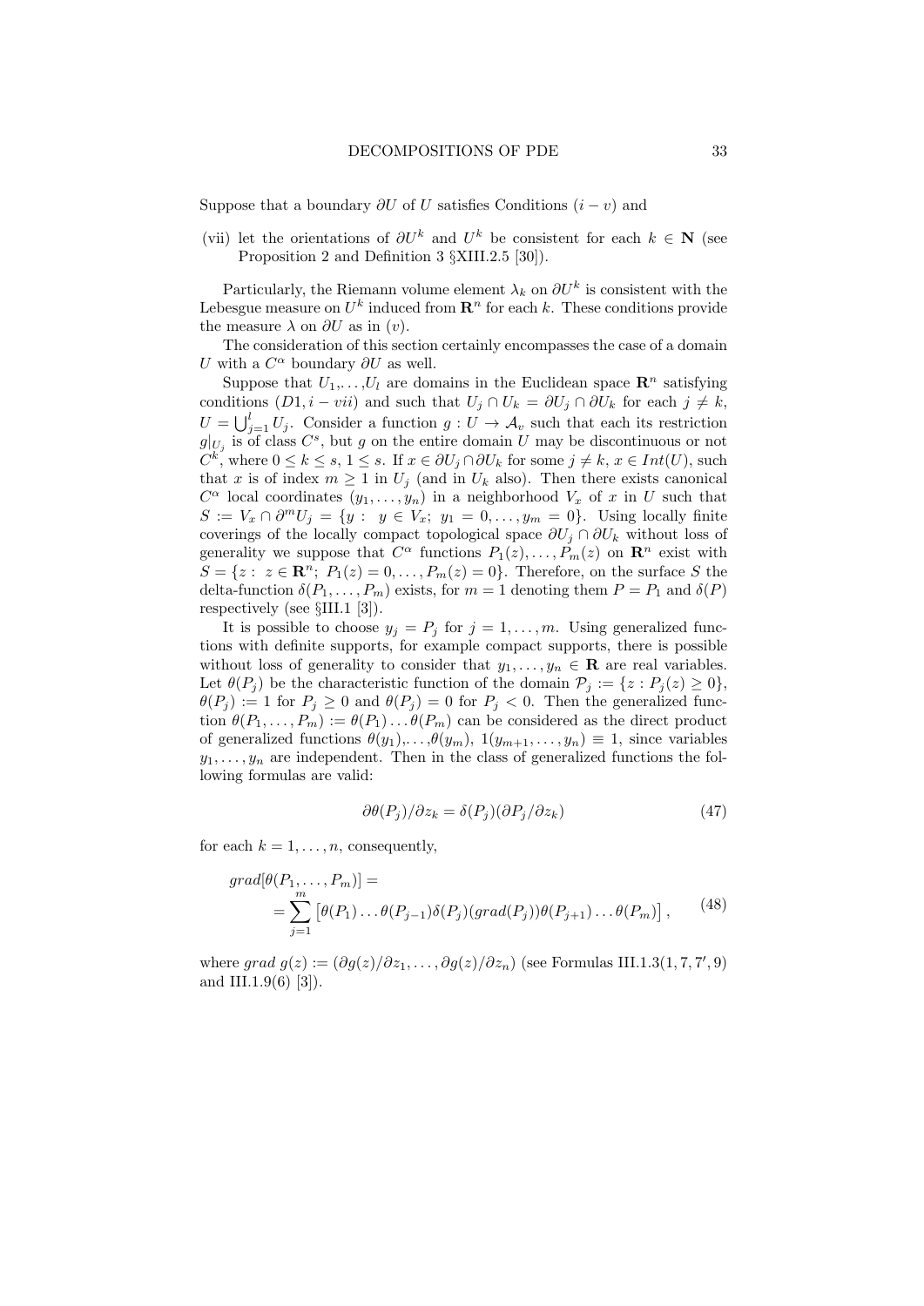Suppose that a boundary $\partial U$ of $U$ satisfies Conditions $(i-v)$ and

(vii) let the orientations of $\partial U^k$ and $U^k$ be consistent for each $k \in \mathbf{N}$ (see Proposition 2 and Definition 3 §XIII.2.5 [30]).

Particularly, the Riemann volume element $\lambda_k$ on $\partial U^k$ is consistent with the Lebesgue measure on $U^k$ induced from $\mathbf{R}^n$ for each $k$. These conditions provide the measure $\lambda$ on $\partial U$ as in $(v)$.

The consideration of this section certainly encompasses the case of a domain $U$ with a $C^\alpha$ boundary $\partial U$ as well.

Suppose that $U_1,\dots,U_l$ are domains in the Euclidean space $\mathbf{R}^n$ satisfying conditions $(D1, i-vii)$ and such that $U_j \cap U_k = \partial U_j \cap \partial U_k$ for each $j \neq k$, $U = \bigcup_{j=1}^l U_j$. Consider a function $g : U \to \mathcal{A}_v$ such that each its restriction $g|_{U_j}$ is of class $C^s$, but $g$ on the entire domain $U$ may be discontinuous or not $C^k$, where $0 \le k \le s$, $1 \le s$. If $x \in \partial U_j \cap \partial U_k$ for some $j \neq k$, $x \in Int(U)$, such that $x$ is of index $m \ge 1$ in $U_j$ (and in $U_k$ also). Then there exists canonical $C^\alpha$ local coordinates $(y_1,\dots,y_n)$ in a neighborhood $V_x$ of $x$ in $U$ such that $S := V_x \cap \partial^m U_j = \{y : \ y \in V_x; \ y_1 = 0,\dots,y_m = 0\}$. Using locally finite coverings of the locally compact topological space $\partial U_j \cap \partial U_k$ without loss of generality we suppose that $C^\alpha$ functions $P_1(z),\dots,P_m(z)$ on $\mathbf{R}^n$ exist with $S = \{z : \ z \in \mathbf{R}^n; \ P_1(z) = 0,\dots,P_m(z) = 0\}$. Therefore, on the surface $S$ the delta-function $\delta(P_1,\dots,P_m)$ exists, for $m = 1$ denoting them $P = P_1$ and $\delta(P)$ respectively (see §III.1 [3]).

It is possible to choose $y_j = P_j$ for $j = 1,\dots,m$. Using generalized functions with definite supports, for example compact supports, there is possible without loss of generality to consider that $y_1,\dots,y_n \in \mathbf{R}$ are real variables. Let $\theta(P_j)$ be the characteristic function of the domain $\mathcal{P}_j := \{z : P_j(z) \ge 0\}$, $\theta(P_j) := 1$ for $P_j \ge 0$ and $\theta(P_j) = 0$ for $P_j < 0$. Then the generalized function $\theta(P_1,\dots,P_m) := \theta(P_1)\dots\theta(P_m)$ can be considered as the direct product of generalized functions $\theta(y_1),\dots,\theta(y_m)$, $1(y_{m+1},\dots,y_n) \equiv 1$, since variables $y_1,\dots,y_n$ are independent. Then in the class of generalized functions the following formulas are valid:

$$\partial\theta(P_j)/\partial z_k = \delta(P_j)(\partial P_j/\partial z_k) \tag{47}$$

for each $k = 1,\dots,n$, consequently,

$$grad[\theta(P_1,\dots,P_m)] = \\ = \sum_{j=1}^m \left[\theta(P_1)\dots\theta(P_{j-1})\delta(P_j)(grad(P_j))\theta(P_{j+1})\dots\theta(P_m)\right], \tag{48}$$

where $grad\ g(z) := (\partial g(z)/\partial z_1,\dots,\partial g(z)/\partial z_n)$ (see Formulas III.1.3$(1, 7, 7', 9)$ and III.1.9(6) [3]).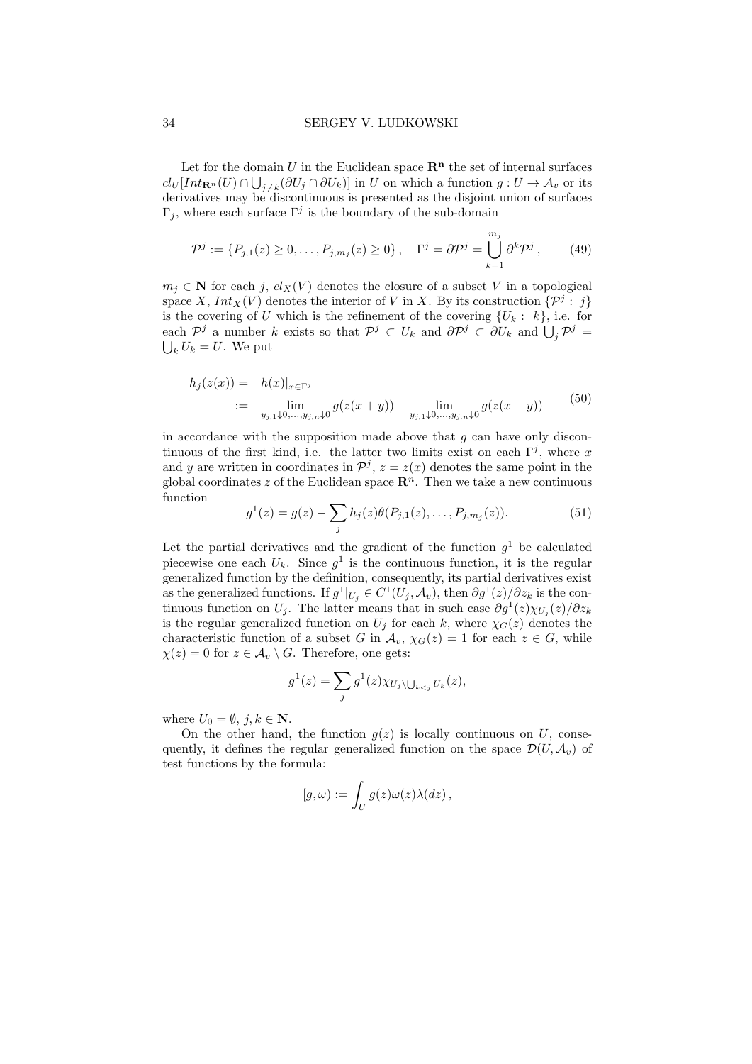Let for the domain $U$ in the Euclidean space $\mathbf{R^n}$ the set of internal surfaces $cl_U[Int_{\mathbf{R}^n}(U) \cap \bigcup_{j\ne k}(\partial U_j \cap \partial U_k)]$ in $U$ on which a function $g : U \to \mathcal{A}_v$ or its derivatives may be discontinuous is presented as the disjoint union of surfaces $\Gamma_j$, where each surface $\Gamma^j$ is the boundary of the sub-domain

$$\mathcal{P}^j := \{P_{j,1}(z) \ge 0, \dots, P_{j,m_j}(z) \ge 0\}\,, \quad \Gamma^j = \partial \mathcal{P}^j = \bigcup_{k=1}^{m_j} \partial^k \mathcal{P}^j\,, \tag{49}$$

$m_j \in \mathbf{N}$ for each $j$, $cl_X(V)$ denotes the closure of a subset $V$ in a topological space $X$, $Int_X(V)$ denotes the interior of $V$ in $X$. By its construction $\{\mathcal{P}^j :\ j\}$ is the covering of $U$ which is the refinement of the covering $\{U_k :\ k\}$, i.e. for each $\mathcal{P}^j$ a number $k$ exists so that $\mathcal{P}^j \subset U_k$ and $\partial \mathcal{P}^j \subset \partial U_k$ and $\bigcup_j \mathcal{P}^j = \bigcup_k U_k = U$. We put

$$\begin{aligned} h_j(z(x)) = \ \ & h(x)|_{x\in\Gamma^j} \\ := \ \ & \lim_{y_{j,1}\downarrow 0,\dots,y_{j,n}\downarrow 0} g(z(x+y)) - \lim_{y_{j,1}\downarrow 0,\dots,y_{j,n}\downarrow 0} g(z(x-y)) \end{aligned} \tag{50}$$

in accordance with the supposition made above that $g$ can have only discontinuous of the first kind, i.e. the latter two limits exist on each $\Gamma^j$, where $x$ and $y$ are written in coordinates in $\mathcal{P}^j$, $z = z(x)$ denotes the same point in the global coordinates $z$ of the Euclidean space $\mathbf{R}^n$. Then we take a new continuous function

$$g^1(z) = g(z) - \sum_j h_j(z)\theta(P_{j,1}(z), \dots, P_{j,m_j}(z)). \tag{51}$$

Let the partial derivatives and the gradient of the function $g^1$ be calculated piecewise one each $U_k$. Since $g^1$ is the continuous function, it is the regular generalized function by the definition, consequently, its partial derivatives exist as the generalized functions. If $g^1|_{U_j} \in C^1(U_j, \mathcal{A}_v)$, then $\partial g^1(z)/\partial z_k$ is the continuous function on $U_j$. The latter means that in such case $\partial g^1(z)\chi_{U_j}(z)/\partial z_k$ is the regular generalized function on $U_j$ for each $k$, where $\chi_G(z)$ denotes the characteristic function of a subset $G$ in $\mathcal{A}_v$, $\chi_G(z) = 1$ for each $z \in G$, while $\chi(z) = 0$ for $z \in \mathcal{A}_v \setminus G$. Therefore, one gets:

$$g^1(z) = \sum_j g^1(z)\chi_{U_j \setminus \bigcup_{k<j} U_k}(z),$$

where $U_0 = \emptyset$, $j, k \in \mathbf{N}$.

On the other hand, the function $g(z)$ is locally continuous on $U$, consequently, it defines the regular generalized function on the space $\mathcal{D}(U, \mathcal{A}_v)$ of test functions by the formula:

$$[g, \omega) := \int_U g(z)\omega(z)\lambda(dz)\,,$$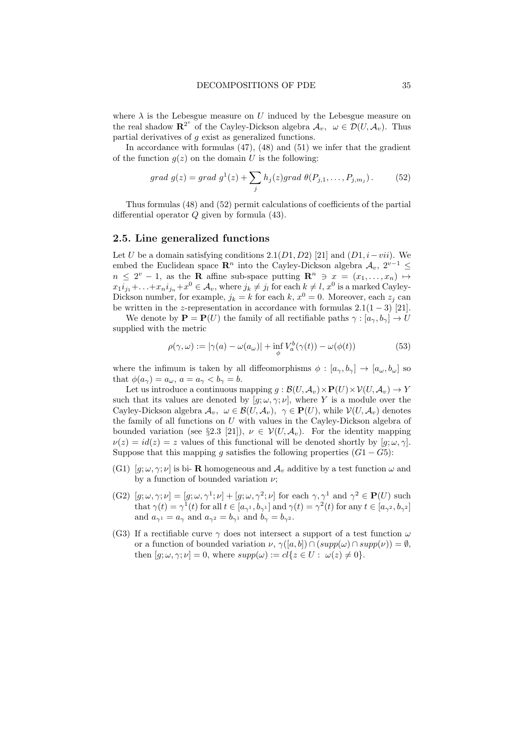where $\lambda$ is the Lebesgue measure on $U$ induced by the Lebesgue measure on the real shadow $\mathbf{R}^{2^v}$ of the Cayley-Dickson algebra $\mathcal{A}_v$, $\omega \in \mathcal{D}(U, \mathcal{A}_v)$. Thus partial derivatives of $g$ exist as generalized functions.

In accordance with formulas (47), (48) and (51) we infer that the gradient of the function $g(z)$ on the domain $U$ is the following:

$$grad\ g(z) = grad\ g^1(z) + \sum_j h_j(z) grad\ \theta(P_{j,1}, \dots, P_{j,m_j})\,. \tag{52}$$

Thus formulas (48) and (52) permit calculations of coefficients of the partial differential operator $Q$ given by formula (43).

## 2.5. Line generalized functions

Let $U$ be a domain satisfying conditions 2.1$(D1, D2)$ [21] and $(D1, i-vii)$. We embed the Euclidean space $\mathbf{R}^n$ into the Cayley-Dickson algebra $\mathcal{A}_v$, $2^{v-1} \le n \le 2^v - 1$, as the $\mathbf{R}$ affine sub-space putting $\mathbf{R}^n \ni x = (x_1, \dots, x_n) \mapsto x_1 i_{j_1} + \dots + x_n i_{j_n} + x^0 \in \mathcal{A}_v$, where $j_k \ne j_l$ for each $k \ne l$, $x^0$ is a marked Cayley-Dickson number, for example, $j_k = k$ for each $k$, $x^0 = 0$. Moreover, each $z_j$ can be written in the $z$-representation in accordance with formulas 2.1$(1-3)$ [21].

We denote by $\mathbf{P} = \mathbf{P}(U)$ the family of all rectifiable paths $\gamma : [a_\gamma, b_\gamma] \to U$ supplied with the metric

$$\rho(\gamma, \omega) := |\gamma(a) - \omega(a_\omega)| + \inf_\phi V_a^b(\gamma(t)) - \omega(\phi(t)) \tag{53}$$

where the infimum is taken by all diffeomorphisms $\phi : [a_\gamma, b_\gamma] \to [a_\omega, b_\omega]$ so that $\phi(a_\gamma) = a_\omega$, $a = a_\gamma < b_\gamma = b$.

Let us introduce a continuous mapping $g : \mathcal{B}(U, \mathcal{A}_v) \times \mathbf{P}(U) \times \mathcal{V}(U, \mathcal{A}_v) \to Y$ such that its values are denoted by $[g; \omega, \gamma; \nu]$, where $Y$ is a module over the Cayley-Dickson algebra $\mathcal{A}_v$, $\omega \in \mathcal{B}(U, \mathcal{A}_v)$, $\gamma \in \mathbf{P}(U)$, while $\mathcal{V}(U, \mathcal{A}_v)$ denotes the family of all functions on $U$ with values in the Cayley-Dickson algebra of bounded variation (see §2.3 [21]), $\nu \in \mathcal{V}(U, \mathcal{A}_v)$. For the identity mapping $\nu(z) = id(z) = z$ values of this functional will be denoted shortly by $[g; \omega, \gamma]$. Suppose that this mapping $g$ satisfies the following properties $(G1 - G5)$:

- (G1) $[g; \omega, \gamma; \nu]$ is bi- $\mathbf{R}$ homogeneous and $\mathcal{A}_v$ additive by a test function $\omega$ and by a function of bounded variation $\nu$;
- (G2) $[g; \omega, \gamma; \nu] = [g; \omega, \gamma^1; \nu] + [g; \omega, \gamma^2; \nu]$ for each $\gamma, \gamma^1$ and $\gamma^2 \in \mathbf{P}(U)$ such that $\gamma(t) = \gamma^1(t)$ for all $t \in [a_{\gamma^1}, b_{\gamma^1}]$ and $\gamma(t) = \gamma^2(t)$ for any $t \in [a_{\gamma^2}, b_{\gamma^2}]$ and $a_{\gamma^1} = a_\gamma$ and $a_{\gamma^2} = b_{\gamma^1}$ and $b_\gamma = b_{\gamma^2}$.
- (G3) If a rectifiable curve $\gamma$ does not intersect a support of a test function $\omega$ or a function of bounded variation $\nu$, $\gamma([a, b]) \cap (supp(\omega) \cap supp(\nu)) = \emptyset$, then $[g; \omega, \gamma; \nu] = 0$, where $supp(\omega) := cl\{z \in U : \ \omega(z) \ne 0\}$.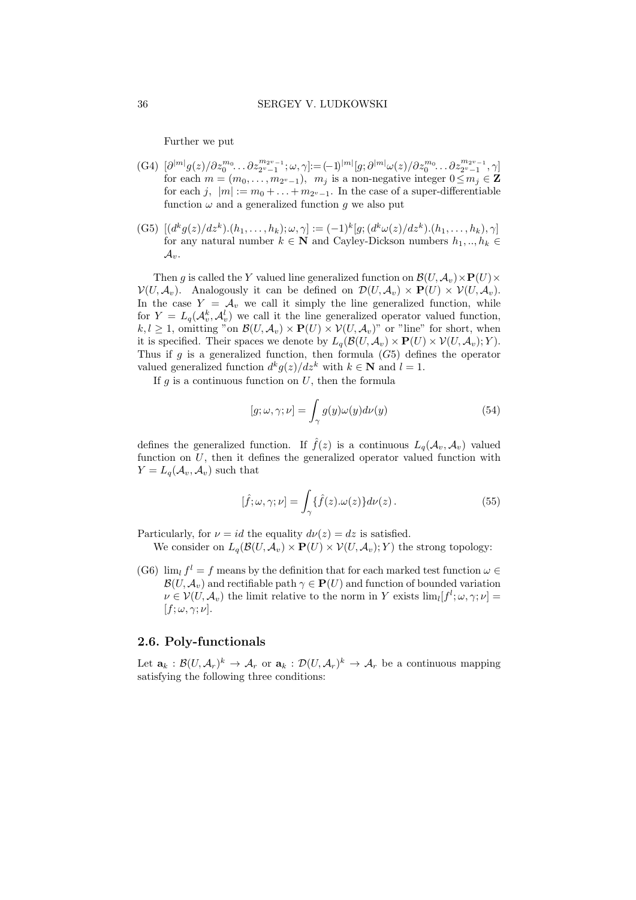Further we put

(G4) $[\partial^{|m|}g(z)/\partial z_0^{m_0}\dots\partial z_{2^v-1}^{m_{2^v-1}};\omega,\gamma]:=(-1)^{|m|}[g;\partial^{|m|}\omega(z)/\partial z_0^{m_0}\dots\partial z_{2^v-1}^{m_{2^v-1}},\gamma]$ for each $m=(m_0,\dots,m_{2^v-1})$, $m_j$ is a non-negative integer $0\le m_j\in \mathbf{Z}$ for each $j$, $|m|:=m_0+\dots+m_{2^v-1}$. In the case of a super-differentiable function $\omega$ and a generalized function $g$ we also put

(G5) $[(d^kg(z)/dz^k).(h_1,\dots,h_k);\omega,\gamma]:=(-1)^k[g;(d^k\omega(z)/dz^k).(h_1,\dots,h_k),\gamma]$ for any natural number $k\in\mathbf{N}$ and Cayley-Dickson numbers $h_1,..,h_k\in\mathcal{A}_v$.

Then $g$ is called the $Y$ valued line generalized function on $\mathcal{B}(U,\mathcal{A}_v)\times\mathbf{P}(U)\times\mathcal{V}(U,\mathcal{A}_v)$. Analogously it can be defined on $\mathcal{D}(U,\mathcal{A}_v)\times\mathbf{P}(U)\times\mathcal{V}(U,\mathcal{A}_v)$. In the case $Y=\mathcal{A}_v$ we call it simply the line generalized function, while for $Y=L_q(\mathcal{A}_v^k,\mathcal{A}_v^l)$ we call it the line generalized operator valued function, $k,l\ge 1$, omitting "on $\mathcal{B}(U,\mathcal{A}_v)\times\mathbf{P}(U)\times\mathcal{V}(U,\mathcal{A}_v)$" or "line" for short, when it is specified. Their spaces we denote by $L_q(\mathcal{B}(U,\mathcal{A}_v)\times\mathbf{P}(U)\times\mathcal{V}(U,\mathcal{A}_v);Y)$. Thus if $g$ is a generalized function, then formula $(G5)$ defines the operator valued generalized function $d^kg(z)/dz^k$ with $k\in\mathbf{N}$ and $l=1$.

If $g$ is a continuous function on $U$, then the formula

$$[g;\omega,\gamma;\nu]=\int_\gamma g(y)\omega(y)d\nu(y) \tag{54}$$

defines the generalized function. If $\hat{f}(z)$ is a continuous $L_q(\mathcal{A}_v,\mathcal{A}_v)$ valued function on $U$, then it defines the generalized operator valued function with $Y=L_q(\mathcal{A}_v,\mathcal{A}_v)$ such that

$$[\hat{f};\omega,\gamma;\nu]=\int_\gamma\{\hat{f}(z).\omega(z)\}d\nu(z)\,. \tag{55}$$

Particularly, for $\nu=id$ the equality $d\nu(z)=dz$ is satisfied.

We consider on $L_q(\mathcal{B}(U,\mathcal{A}_v)\times\mathbf{P}(U)\times\mathcal{V}(U,\mathcal{A}_v);Y)$ the strong topology:

(G6) $\lim_l f^l=f$ means by the definition that for each marked test function $\omega\in\mathcal{B}(U,\mathcal{A}_v)$ and rectifiable path $\gamma\in\mathbf{P}(U)$ and function of bounded variation $\nu\in\mathcal{V}(U,\mathcal{A}_v)$ the limit relative to the norm in $Y$ exists $\lim_l[f^l;\omega,\gamma;\nu]=[f;\omega,\gamma;\nu]$.

## 2.6. Poly-functionals

Let $\mathbf{a}_k:\mathcal{B}(U,\mathcal{A}_r)^k\to\mathcal{A}_r$ or $\mathbf{a}_k:\mathcal{D}(U,\mathcal{A}_r)^k\to\mathcal{A}_r$ be a continuous mapping satisfying the following three conditions: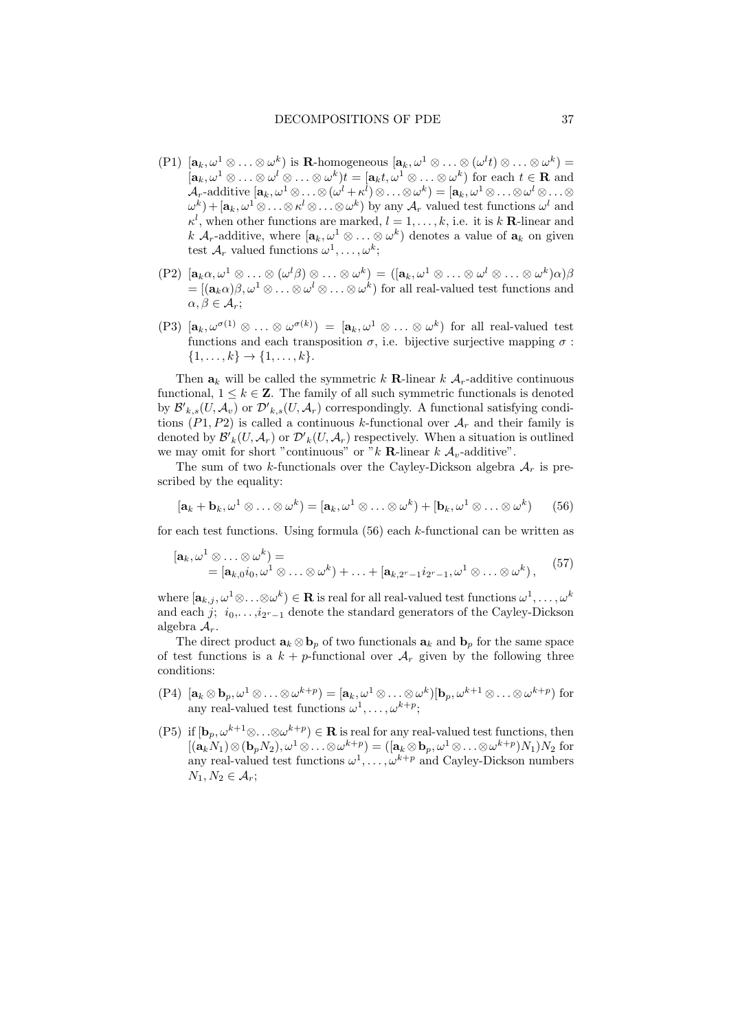(P1) $[\mathbf{a}_k, \omega^1 \otimes \ldots \otimes \omega^k)$ is $\mathbf{R}$-homogeneous $[\mathbf{a}_k, \omega^1 \otimes \ldots \otimes (\omega^l t) \otimes \ldots \otimes \omega^k) = [\mathbf{a}_k, \omega^1 \otimes \ldots \otimes \omega^l \otimes \ldots \otimes \omega^k)t = [\mathbf{a}_k t, \omega^1 \otimes \ldots \otimes \omega^k)$ for each $t \in \mathbf{R}$ and $\mathcal{A}_r$-additive $[\mathbf{a}_k, \omega^1 \otimes \ldots \otimes (\omega^l + \kappa^l) \otimes \ldots \otimes \omega^k) = [\mathbf{a}_k, \omega^1 \otimes \ldots \otimes \omega^l \otimes \ldots \otimes \omega^k) + [\mathbf{a}_k, \omega^1 \otimes \ldots \otimes \kappa^l \otimes \ldots \otimes \omega^k)$ by any $\mathcal{A}_r$ valued test functions $\omega^l$ and $\kappa^l$, when other functions are marked, $l = 1, \ldots, k$, i.e. it is $k$ $\mathbf{R}$-linear and $k$ $\mathcal{A}_r$-additive, where $[\mathbf{a}_k, \omega^1 \otimes \ldots \otimes \omega^k)$ denotes a value of $\mathbf{a}_k$ on given test $\mathcal{A}_r$ valued functions $\omega^1, \ldots, \omega^k$;

(P2) $[\mathbf{a}_k \alpha, \omega^1 \otimes \ldots \otimes (\omega^l \beta) \otimes \ldots \otimes \omega^k) = ([\mathbf{a}_k, \omega^1 \otimes \ldots \otimes \omega^l \otimes \ldots \otimes \omega^k)\alpha)\beta = [(\mathbf{a}_k \alpha)\beta, \omega^1 \otimes \ldots \otimes \omega^l \otimes \ldots \otimes \omega^k)$ for all real-valued test functions and $\alpha, \beta \in \mathcal{A}_r$;

(P3) $[\mathbf{a}_k, \omega^{\sigma(1)} \otimes \ldots \otimes \omega^{\sigma(k)}) = [\mathbf{a}_k, \omega^1 \otimes \ldots \otimes \omega^k)$ for all real-valued test functions and each transposition $\sigma$, i.e. bijective surjective mapping $\sigma : \{1, \ldots, k\} \to \{1, \ldots, k\}$.

Then $\mathbf{a}_k$ will be called the symmetric $k$ $\mathbf{R}$-linear $k$ $\mathcal{A}_r$-additive continuous functional, $1 \le k \in \mathbf{Z}$. The family of all such symmetric functionals is denoted by $\mathcal{B}'_{k,s}(U, \mathcal{A}_v)$ or $\mathcal{D}'_{k,s}(U, \mathcal{A}_r)$ correspondingly. A functional satisfying conditions $(P1, P2)$ is called a continuous $k$-functional over $\mathcal{A}_r$ and their family is denoted by $\mathcal{B}'_k(U, \mathcal{A}_r)$ or $\mathcal{D}'_k(U, \mathcal{A}_r)$ respectively. When a situation is outlined we may omit for short "continuous" or "$k$ $\mathbf{R}$-linear $k$ $\mathcal{A}_v$-additive".

The sum of two $k$-functionals over the Cayley-Dickson algebra $\mathcal{A}_r$ is prescribed by the equality:

$$[\mathbf{a}_k + \mathbf{b}_k, \omega^1 \otimes \ldots \otimes \omega^k) = [\mathbf{a}_k, \omega^1 \otimes \ldots \otimes \omega^k) + [\mathbf{b}_k, \omega^1 \otimes \ldots \otimes \omega^k) \tag{56}$$

for each test functions. Using formula (56) each $k$-functional can be written as

$$\begin{aligned}[][\mathbf{a}_k, \omega^1 \otimes \ldots \otimes \omega^k) &= \\ &= [\mathbf{a}_{k,0} i_0, \omega^1 \otimes \ldots \otimes \omega^k) + \ldots + [\mathbf{a}_{k,2^r-1} i_{2^r-1}, \omega^1 \otimes \ldots \otimes \omega^k)\,,\end{aligned} \tag{57}$$

where $[\mathbf{a}_{k,j}, \omega^1 \otimes \ldots \otimes \omega^k) \in \mathbf{R}$ is real for all real-valued test functions $\omega^1, \ldots, \omega^k$ and each $j$; $i_0, \ldots, i_{2^r-1}$ denote the standard generators of the Cayley-Dickson algebra $\mathcal{A}_r$.

The direct product $\mathbf{a}_k \otimes \mathbf{b}_p$ of two functionals $\mathbf{a}_k$ and $\mathbf{b}_p$ for the same space of test functions is a $k+p$-functional over $\mathcal{A}_r$ given by the following three conditions:

(P4) $[\mathbf{a}_k \otimes \mathbf{b}_p, \omega^1 \otimes \ldots \otimes \omega^{k+p}) = [\mathbf{a}_k, \omega^1 \otimes \ldots \otimes \omega^k)[\mathbf{b}_p, \omega^{k+1} \otimes \ldots \otimes \omega^{k+p})$ for any real-valued test functions $\omega^1, \ldots, \omega^{k+p}$;

(P5) if $[\mathbf{b}_p, \omega^{k+1} \otimes \ldots \otimes \omega^{k+p}) \in \mathbf{R}$ is real for any real-valued test functions, then $[(\mathbf{a}_k N_1) \otimes (\mathbf{b}_p N_2), \omega^1 \otimes \ldots \otimes \omega^{k+p}) = ([\mathbf{a}_k \otimes \mathbf{b}_p, \omega^1 \otimes \ldots \otimes \omega^{k+p})N_1)N_2$ for any real-valued test functions $\omega^1, \ldots, \omega^{k+p}$ and Cayley-Dickson numbers $N_1, N_2 \in \mathcal{A}_r$;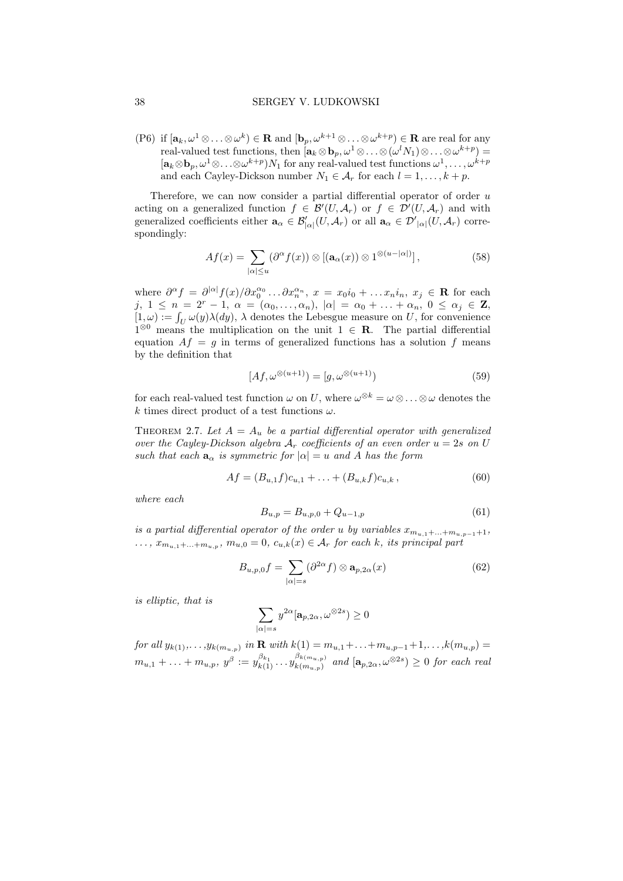(P6) if $[\mathbf{a}_k, \omega^1 \otimes \ldots \otimes \omega^k) \in \mathbf{R}$ and $[\mathbf{b}_p, \omega^{k+1} \otimes \ldots \otimes \omega^{k+p}) \in \mathbf{R}$ are real for any real-valued test functions, then $[\mathbf{a}_k \otimes \mathbf{b}_p, \omega^1 \otimes \ldots \otimes (\omega^l N_1) \otimes \ldots \otimes \omega^{k+p}) = [\mathbf{a}_k \otimes \mathbf{b}_p, \omega^1 \otimes \ldots \otimes \omega^{k+p}) N_1$ for any real-valued test functions $\omega^1, \ldots, \omega^{k+p}$ and each Cayley-Dickson number $N_1 \in \mathcal{A}_r$ for each $l = 1, \ldots, k+p$.

Therefore, we can now consider a partial differential operator of order $u$ acting on a generalized function $f \in \mathcal{B}'(U, \mathcal{A}_r)$ or $f \in \mathcal{D}'(U, \mathcal{A}_r)$ and with generalized coefficients either $\mathbf{a}_\alpha \in \mathcal{B}'_{|\alpha|}(U, \mathcal{A}_r)$ or all $\mathbf{a}_\alpha \in \mathcal{D}'_{|\alpha|}(U, \mathcal{A}_r)$ correspondingly:

$$Af(x) = \sum_{|\alpha| \le u} (\partial^\alpha f(x)) \otimes [(\mathbf{a}_\alpha(x)) \otimes 1^{\otimes(u-|\alpha|)}], \tag{58}$$

where $\partial^\alpha f = \partial^{|\alpha|} f(x) / \partial x_0^{\alpha_0} \ldots \partial x_n^{\alpha_n}$, $x = x_0 i_0 + \ldots x_n i_n$, $x_j \in \mathbf{R}$ for each $j$, $1 \le n = 2^r - 1$, $\alpha = (\alpha_0, \ldots, \alpha_n)$, $|\alpha| = \alpha_0 + \ldots + \alpha_n$, $0 \le \alpha_j \in \mathbf{Z}$, $[1, \omega) := \int_U \omega(y) \lambda(dy)$, $\lambda$ denotes the Lebesgue measure on $U$, for convenience $1^{\otimes 0}$ means the multiplication on the unit $1 \in \mathbf{R}$. The partial differential equation $Af = g$ in terms of generalized functions has a solution $f$ means by the definition that

$$[Af, \omega^{\otimes(u+1)}) = [g, \omega^{\otimes(u+1)}) \tag{59}$$

for each real-valued test function $\omega$ on $U$, where $\omega^{\otimes k} = \omega \otimes \ldots \otimes \omega$ denotes the $k$ times direct product of a test functions $\omega$.

THEOREM 2.7. *Let $A = A_u$ be a partial differential operator with generalized over the Cayley-Dickson algebra $\mathcal{A}_r$ coefficients of an even order $u = 2s$ on $U$ such that each $\mathbf{a}_\alpha$ is symmetric for $|\alpha| = u$ and $A$ has the form*

$$Af = (B_{u,1} f) c_{u,1} + \ldots + (B_{u,k} f) c_{u,k}, \tag{60}$$

*where each*

$$B_{u,p} = B_{u,p,0} + Q_{u-1,p} \tag{61}$$

*is a partial differential operator of the order $u$ by variables $x_{m_{u,1}+\ldots+m_{u,p-1}+1}$, $\ldots$, $x_{m_{u,1}+\ldots+m_{u,p}}$, $m_{u,0} = 0$, $c_{u,k}(x) \in \mathcal{A}_r$ for each $k$, its principal part*

$$B_{u,p,0} f = \sum_{|\alpha|=s} (\partial^{2\alpha} f) \otimes \mathbf{a}_{p,2\alpha}(x) \tag{62}$$

*is elliptic, that is*

$$\sum_{|\alpha|=s} y^{2\alpha} [\mathbf{a}_{p,2\alpha}, \omega^{\otimes 2s}) \ge 0$$

*for all $y_{k(1)}, \ldots, y_{k(m_{u,p})}$ in $\mathbf{R}$ with $k(1) = m_{u,1} + \ldots + m_{u,p-1} + 1, \ldots, k(m_{u,p}) = m_{u,1} + \ldots + m_{u,p}$, $y^\beta := y_{k(1)}^{\beta_{k_1}} \ldots y_{k(m_{u,p})}^{\beta_{k(m_{u,p})}}$ and $[\mathbf{a}_{p,2\alpha}, \omega^{\otimes 2s}) \ge 0$ for each real*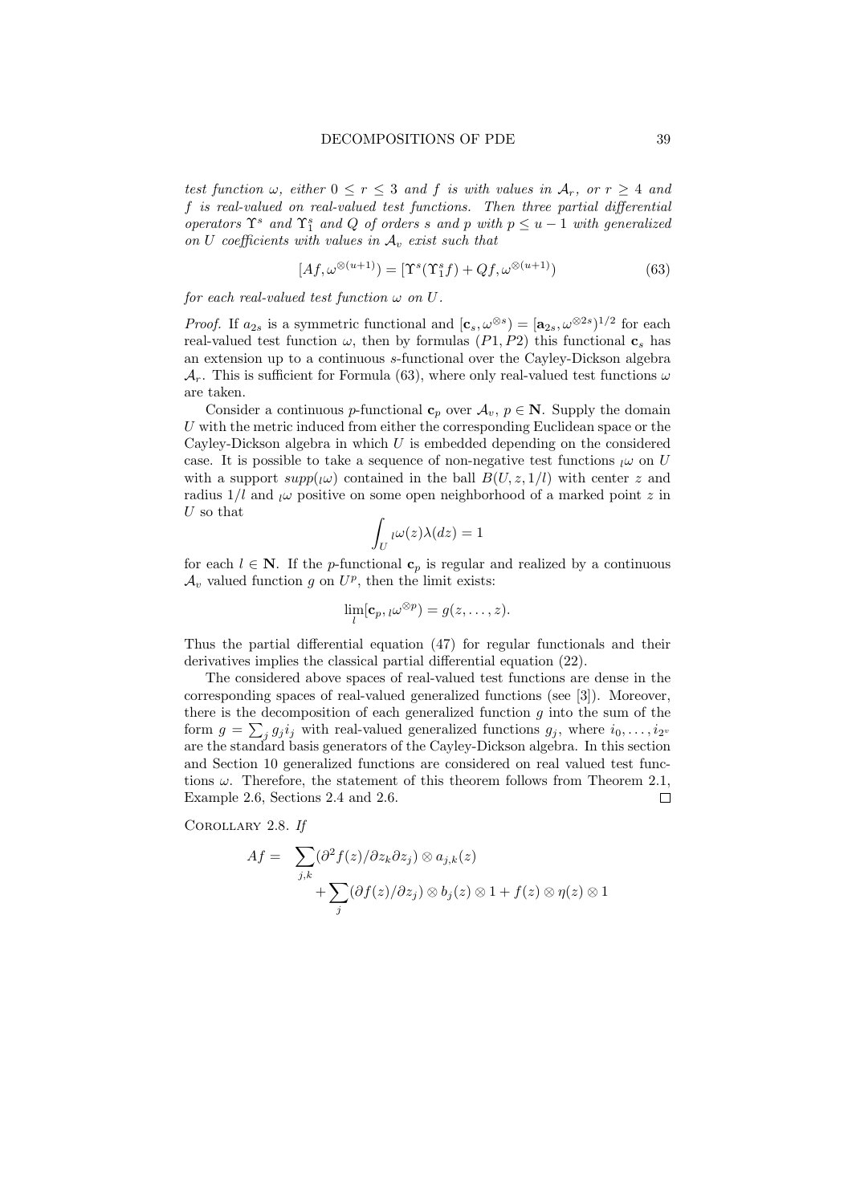*test function $\omega$, either $0 \le r \le 3$ and $f$ is with values in $\mathcal{A}_r$, or $r \ge 4$ and $f$ is real-valued on real-valued test functions. Then three partial differential operators $\Upsilon^s$ and $\Upsilon^s_1$ and $Q$ of orders $s$ and $p$ with $p \le u-1$ with generalized on $U$ coefficients with values in $\mathcal{A}_v$ exist such that*

$$[Af, \omega^{\otimes(u+1)}) = [\Upsilon^s(\Upsilon^s_1 f) + Qf, \omega^{\otimes(u+1)}) \tag{63}$$

*for each real-valued test function $\omega$ on $U$.*

*Proof.* If $a_{2s}$ is a symmetric functional and $[\mathbf{c}_s, \omega^{\otimes s}) = [\mathbf{a}_{2s}, \omega^{\otimes 2s})^{1/2}$ for each real-valued test function $\omega$, then by formulas $(P1, P2)$ this functional $\mathbf{c}_s$ has an extension up to a continuous $s$-functional over the Cayley-Dickson algebra $\mathcal{A}_r$. This is sufficient for Formula (63), where only real-valued test functions $\omega$ are taken.

Consider a continuous $p$-functional $\mathbf{c}_p$ over $\mathcal{A}_v$, $p \in \mathbf{N}$. Supply the domain $U$ with the metric induced from either the corresponding Euclidean space or the Cayley-Dickson algebra in which $U$ is embedded depending on the considered case. It is possible to take a sequence of non-negative test functions ${}_l\omega$ on $U$ with a support $supp({}_l\omega)$ contained in the ball $B(U, z, 1/l)$ with center $z$ and radius $1/l$ and ${}_l\omega$ positive on some open neighborhood of a marked point $z$ in $U$ so that

$$\int_U {}_l\omega(z)\lambda(dz) = 1$$

for each $l \in \mathbf{N}$. If the $p$-functional $\mathbf{c}_p$ is regular and realized by a continuous $\mathcal{A}_v$ valued function $g$ on $U^p$, then the limit exists:

$$\lim_l [\mathbf{c}_p, {}_l\omega^{\otimes p}) = g(z, \dots, z).$$

Thus the partial differential equation (47) for regular functionals and their derivatives implies the classical partial differential equation (22).

The considered above spaces of real-valued test functions are dense in the corresponding spaces of real-valued generalized functions (see [3]). Moreover, there is the decomposition of each generalized function $g$ into the sum of the form $g = \sum_j g_j i_j$ with real-valued generalized functions $g_j$, where $i_0, \dots, i_{2^v}$ are the standard basis generators of the Cayley-Dickson algebra. In this section and Section 10 generalized functions are considered on real valued test functions $\omega$. Therefore, the statement of this theorem follows from Theorem 2.1, Example 2.6, Sections 2.4 and 2.6. $\square$

COROLLARY 2.8. *If*

$$Af = \sum_{j,k} (\partial^2 f(z)/\partial z_k \partial z_j) \otimes a_{j,k}(z) + \sum_j (\partial f(z)/\partial z_j) \otimes b_j(z) \otimes 1 + f(z) \otimes \eta(z) \otimes 1$$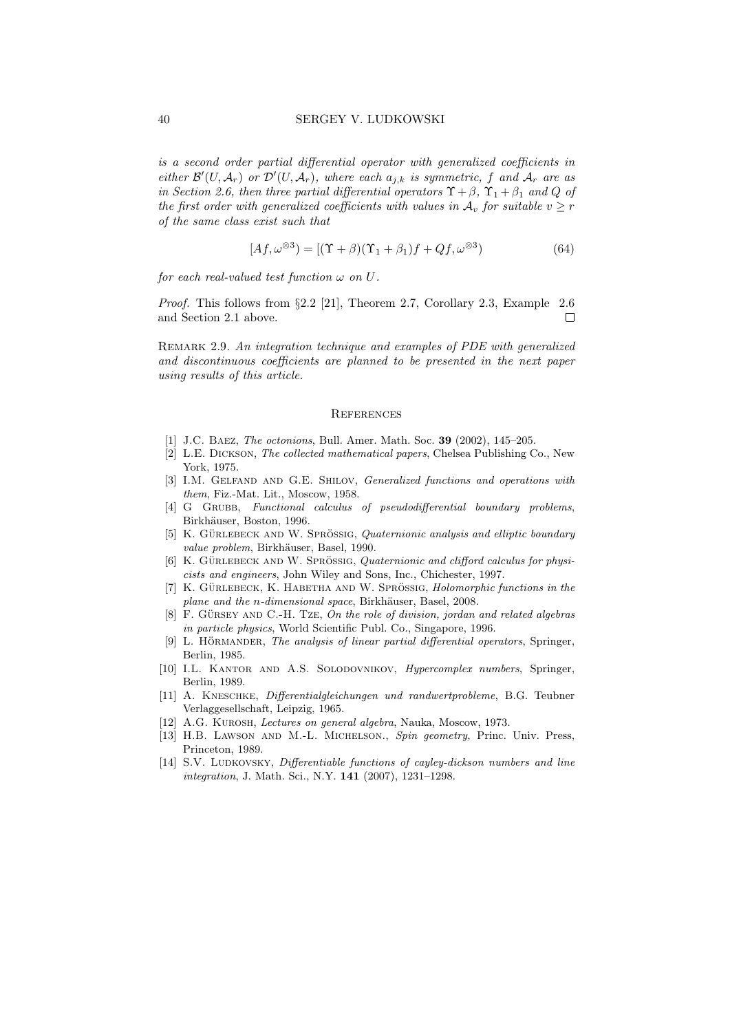*is a second order partial differential operator with generalized coefficients in either $\mathcal{B}'(U,\mathcal{A}_r)$ or $\mathcal{D}'(U,\mathcal{A}_r)$, where each $a_{j,k}$ is symmetric, $f$ and $\mathcal{A}_r$ are as in Section 2.6, then three partial differential operators $\Upsilon+\beta$, $\Upsilon_1+\beta_1$ and $Q$ of the first order with generalized coefficients with values in $\mathcal{A}_v$ for suitable $v \ge r$ of the same class exist such that*

$$[Af, \omega^{\otimes 3}) = [(\Upsilon+\beta)(\Upsilon_1+\beta_1)f + Qf, \omega^{\otimes 3}) \tag{64}$$

*for each real-valued test function $\omega$ on $U$.*

*Proof.* This follows from §2.2 [21], Theorem 2.7, Corollary 2.3, Example 2.6 and Section 2.1 above. □

Remark 2.9. *An integration technique and examples of PDE with generalized and discontinuous coefficients are planned to be presented in the next paper using results of this article.*

## References

[1] J.C. Baez, *The octonions*, Bull. Amer. Math. Soc. **39** (2002), 145–205.

[2] L.E. Dickson, *The collected mathematical papers*, Chelsea Publishing Co., New York, 1975.

[3] I.M. Gelfand and G.E. Shilov, *Generalized functions and operations with them*, Fiz.-Mat. Lit., Moscow, 1958.

[4] G Grubb, *Functional calculus of pseudodifferential boundary problems*, Birkhäuser, Boston, 1996.

[5] K. Gürlebeck and W. Sprössig, *Quaternionic analysis and elliptic boundary value problem*, Birkhäuser, Basel, 1990.

[6] K. Gürlebeck and W. Sprössig, *Quaternionic and clifford calculus for physicists and engineers*, John Wiley and Sons, Inc., Chichester, 1997.

[7] K. Gürlebeck, K. Habetha and W. Sprössig, *Holomorphic functions in the plane and the n-dimensional space*, Birkhäuser, Basel, 2008.

[8] F. Gürsey and C.-H. Tze, *On the role of division, jordan and related algebras in particle physics*, World Scientific Publ. Co., Singapore, 1996.

[9] L. Hörmander, *The analysis of linear partial differential operators*, Springer, Berlin, 1985.

[10] I.L. Kantor and A.S. Solodovnikov, *Hypercomplex numbers*, Springer, Berlin, 1989.

[11] A. Kneschke, *Differentialgleichungen und randwertprobleme*, B.G. Teubner Verlaggesellschaft, Leipzig, 1965.

[12] A.G. Kurosh, *Lectures on general algebra*, Nauka, Moscow, 1973.

[13] H.B. Lawson and M.-L. Michelson., *Spin geometry*, Princ. Univ. Press, Princeton, 1989.

[14] S.V. Ludkovsky, *Differentiable functions of cayley-dickson numbers and line integration*, J. Math. Sci., N.Y. **141** (2007), 1231–1298.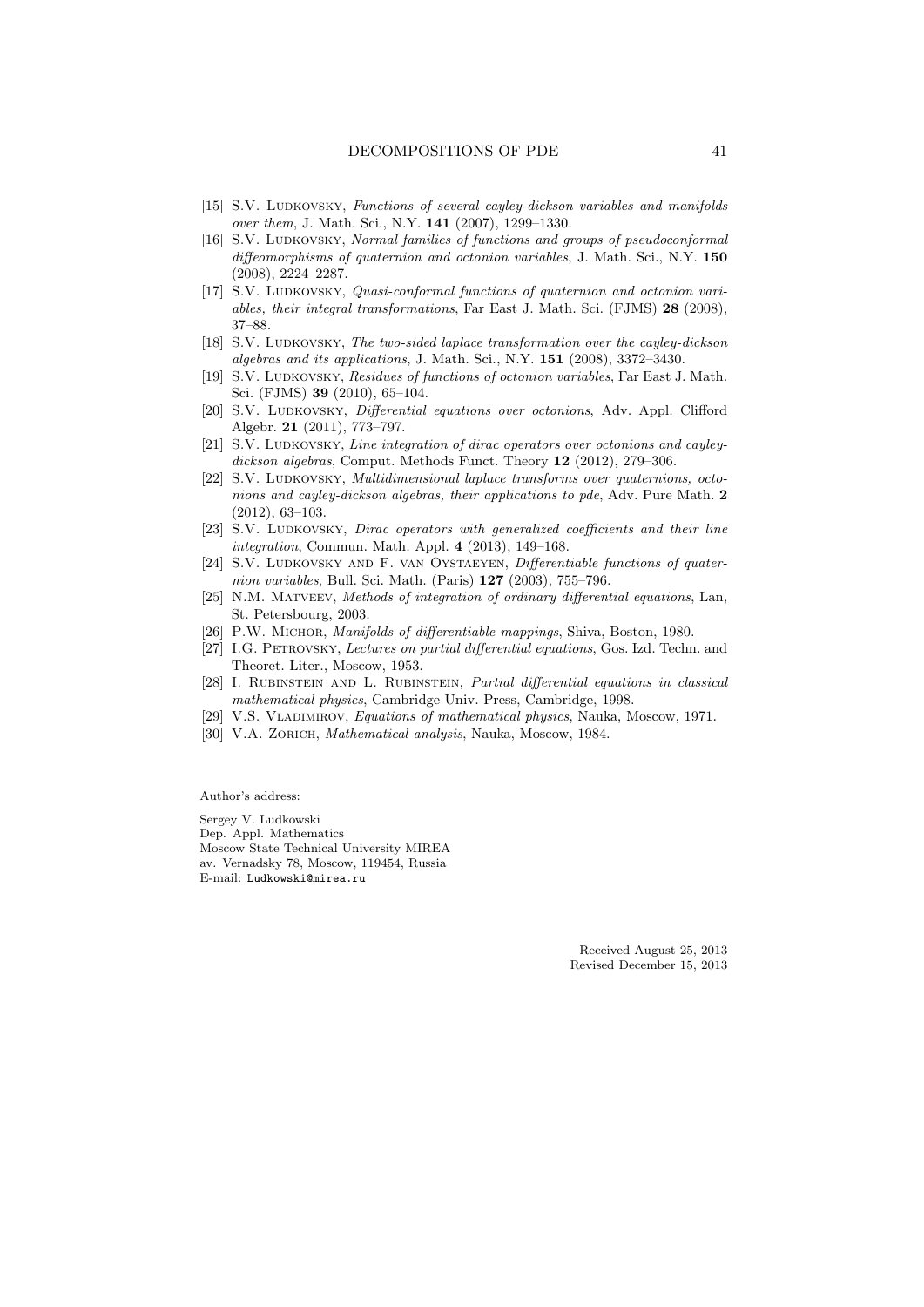[15] S.V. Ludkovsky, *Functions of several cayley-dickson variables and manifolds over them*, J. Math. Sci., N.Y. **141** (2007), 1299–1330.

[16] S.V. Ludkovsky, *Normal families of functions and groups of pseudoconformal diffeomorphisms of quaternion and octonion variables*, J. Math. Sci., N.Y. **150** (2008), 2224–2287.

[17] S.V. Ludkovsky, *Quasi-conformal functions of quaternion and octonion variables, their integral transformations*, Far East J. Math. Sci. (FJMS) **28** (2008), 37–88.

[18] S.V. Ludkovsky, *The two-sided laplace transformation over the cayley-dickson algebras and its applications*, J. Math. Sci., N.Y. **151** (2008), 3372–3430.

[19] S.V. Ludkovsky, *Residues of functions of octonion variables*, Far East J. Math. Sci. (FJMS) **39** (2010), 65–104.

[20] S.V. Ludkovsky, *Differential equations over octonions*, Adv. Appl. Clifford Algebr. **21** (2011), 773–797.

[21] S.V. Ludkovsky, *Line integration of dirac operators over octonions and cayley-dickson algebras*, Comput. Methods Funct. Theory **12** (2012), 279–306.

[22] S.V. Ludkovsky, *Multidimensional laplace transforms over quaternions, octonions and cayley-dickson algebras, their applications to pde*, Adv. Pure Math. **2** (2012), 63–103.

[23] S.V. Ludkovsky, *Dirac operators with generalized coefficients and their line integration*, Commun. Math. Appl. **4** (2013), 149–168.

[24] S.V. Ludkovsky and F. van Oystaeyen, *Differentiable functions of quaternion variables*, Bull. Sci. Math. (Paris) **127** (2003), 755–796.

[25] N.M. Matveev, *Methods of integration of ordinary differential equations*, Lan, St. Petersbourg, 2003.

[26] P.W. Michor, *Manifolds of differentiable mappings*, Shiva, Boston, 1980.

[27] I.G. Petrovsky, *Lectures on partial differential equations*, Gos. Izd. Techn. and Theoret. Liter., Moscow, 1953.

[28] I. Rubinstein and L. Rubinstein, *Partial differential equations in classical mathematical physics*, Cambridge Univ. Press, Cambridge, 1998.

[29] V.S. Vladimirov, *Equations of mathematical physics*, Nauka, Moscow, 1971.

[30] V.A. Zorich, *Mathematical analysis*, Nauka, Moscow, 1984.

Author's address:

Sergey V. Ludkowski
Dep. Appl. Mathematics
Moscow State Technical University MIREA
av. Vernadsky 78, Moscow, 119454, Russia
E-mail: Ludkowski@mirea.ru

Received August 25, 2013
Revised December 15, 2013